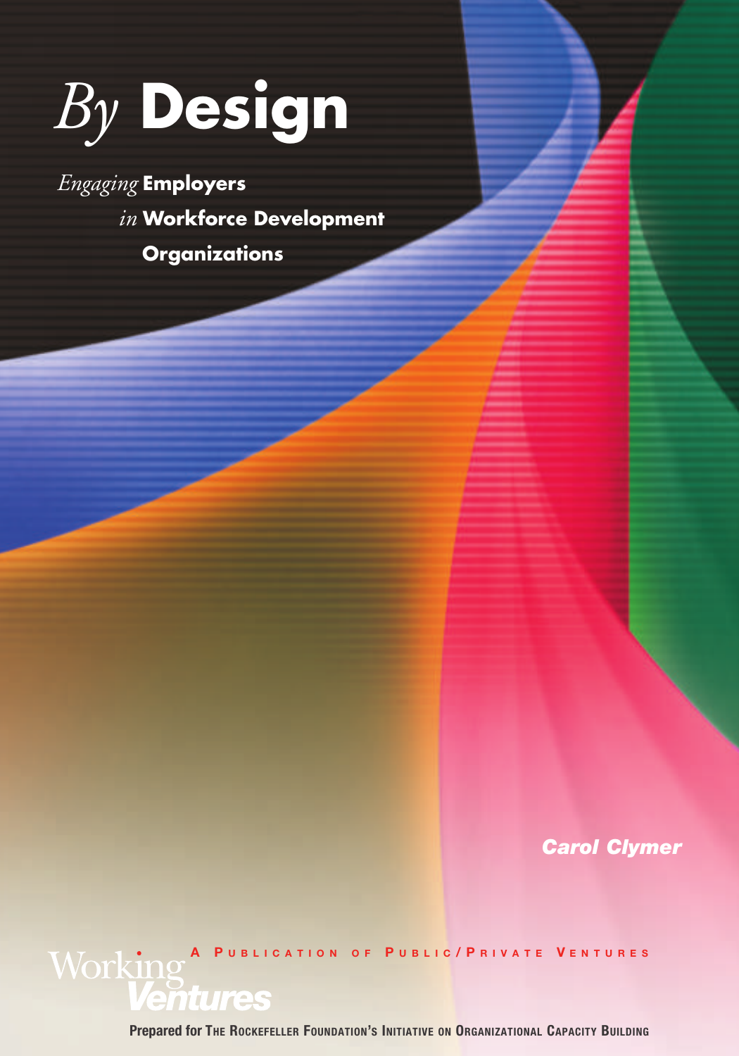# *By* Design

## *Engaging* Employers *in* Workforce Development Organizations

***Carol Clymer***

Working Ventures

A Publication of Public/Private Ventures

Prepared for The Rockefeller Foundation's Initiative on Organizational Capacity Building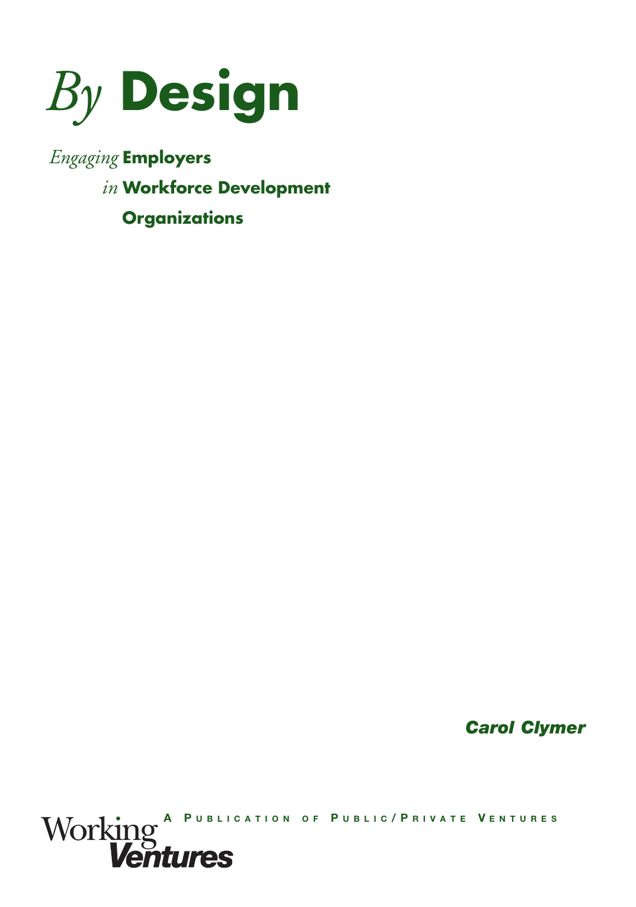# *By* Design

## *Engaging* Employers *in* Workforce Development Organizations

***Carol Clymer***

Working Ventures

A Publication of Public/Private Ventures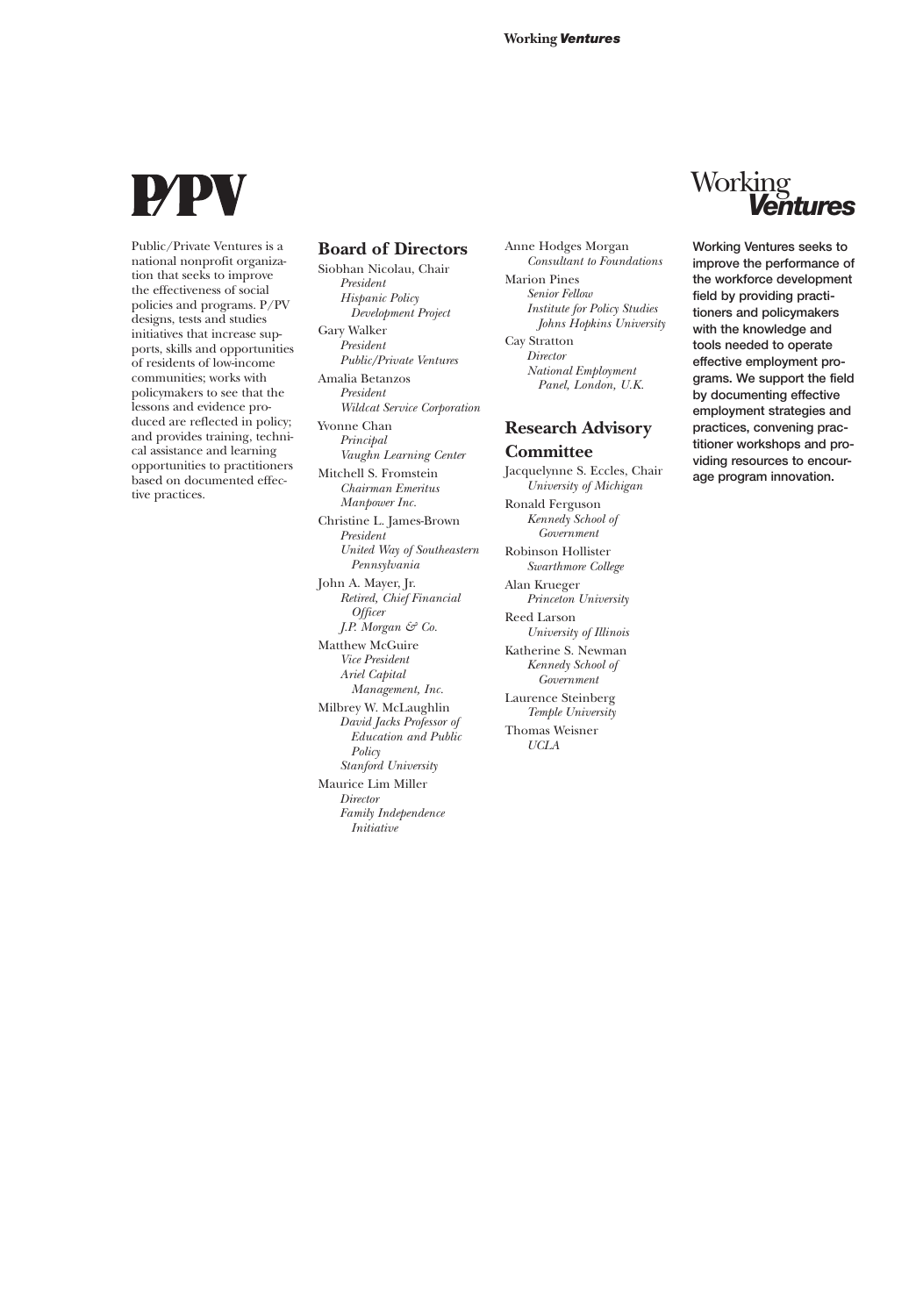# P/PV

Public/Private Ventures is a national nonprofit organization that seeks to improve the effectiveness of social policies and programs. P/PV designs, tests and studies initiatives that increase supports, skills and opportunities of residents of low-income communities; works with policymakers to see that the lessons and evidence produced are reflected in policy; and provides training, technical assistance and learning opportunities to practitioners based on documented effective practices.

## Board of Directors

Siobhan Nicolau, Chair
*President*
*Hispanic Policy Development Project*

Gary Walker
*President*
*Public/Private Ventures*

Amalia Betanzos
*President*
*Wildcat Service Corporation*

Yvonne Chan
*Principal*
*Vaughn Learning Center*

Mitchell S. Fromstein
*Chairman Emeritus*
*Manpower Inc.*

Christine L. James-Brown
*President*
*United Way of Southeastern Pennsylvania*

John A. Mayer, Jr.
*Retired, Chief Financial Officer*
*J.P. Morgan & Co.*

Matthew McGuire
*Vice President*
*Ariel Capital Management, Inc.*

Milbrey W. McLaughlin
*David Jacks Professor of Education and Public Policy*
*Stanford University*

Maurice Lim Miller
*Director*
*Family Independence Initiative*

Anne Hodges Morgan
*Consultant to Foundations*

Marion Pines
*Senior Fellow*
*Institute for Policy Studies*
*Johns Hopkins University*

Cay Stratton
*Director*
*National Employment Panel, London, U.K.*

## Research Advisory Committee

Jacquelynne S. Eccles, Chair
*University of Michigan*

Ronald Ferguson
*Kennedy School of Government*

Robinson Hollister
*Swarthmore College*

Alan Krueger
*Princeton University*

Reed Larson
*University of Illinois*

Katherine S. Newman
*Kennedy School of Government*

Laurence Steinberg
*Temple University*

Thomas Weisner
*UCLA*

# Working *Ventures*

**Working Ventures seeks to improve the performance of the workforce development field by providing practitioners and policymakers with the knowledge and tools needed to operate effective employment programs. We support the field by documenting effective employment strategies and practices, convening practitioner workshops and providing resources to encourage program innovation.**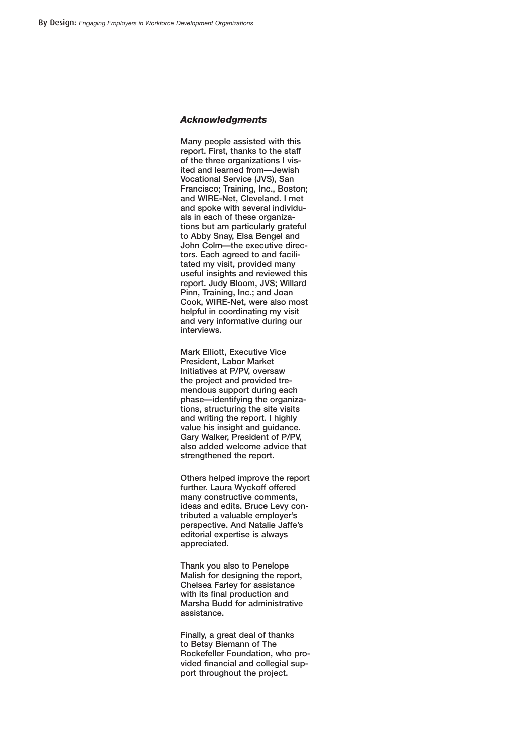## *Acknowledgments*

Many people assisted with this report. First, thanks to the staff of the three organizations I visited and learned from—Jewish Vocational Service (JVS), San Francisco; Training, Inc., Boston; and WIRE-Net, Cleveland. I met and spoke with several individuals in each of these organizations but am particularly grateful to Abby Snay, Elsa Bengel and John Colm—the executive directors. Each agreed to and facilitated my visit, provided many useful insights and reviewed this report. Judy Bloom, JVS; Willard Pinn, Training, Inc.; and Joan Cook, WIRE-Net, were also most helpful in coordinating my visit and very informative during our interviews.

Mark Elliott, Executive Vice President, Labor Market Initiatives at P/PV, oversaw the project and provided tremendous support during each phase—identifying the organizations, structuring the site visits and writing the report. I highly value his insight and guidance. Gary Walker, President of P/PV, also added welcome advice that strengthened the report.

Others helped improve the report further. Laura Wyckoff offered many constructive comments, ideas and edits. Bruce Levy contributed a valuable employer's perspective. And Natalie Jaffe's editorial expertise is always appreciated.

Thank you also to Penelope Malish for designing the report, Chelsea Farley for assistance with its final production and Marsha Budd for administrative assistance.

Finally, a great deal of thanks to Betsy Biemann of The Rockefeller Foundation, who provided financial and collegial support throughout the project.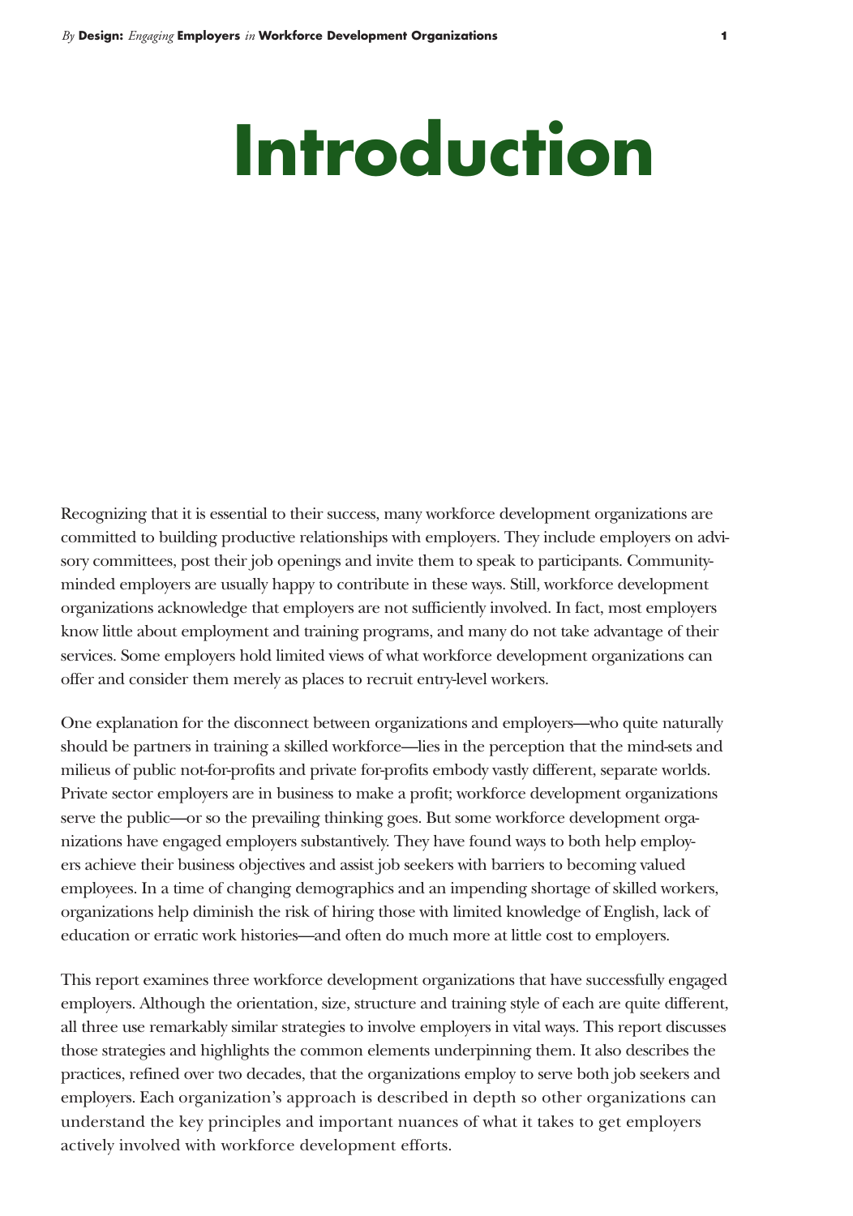# Introduction

Recognizing that it is essential to their success, many workforce development organizations are committed to building productive relationships with employers. They include employers on advisory committees, post their job openings and invite them to speak to participants. Community-minded employers are usually happy to contribute in these ways. Still, workforce development organizations acknowledge that employers are not sufficiently involved. In fact, most employers know little about employment and training programs, and many do not take advantage of their services. Some employers hold limited views of what workforce development organizations can offer and consider them merely as places to recruit entry-level workers.

One explanation for the disconnect between organizations and employers—who quite naturally should be partners in training a skilled workforce—lies in the perception that the mind-sets and milieus of public not-for-profits and private for-profits embody vastly different, separate worlds. Private sector employers are in business to make a profit; workforce development organizations serve the public—or so the prevailing thinking goes. But some workforce development organizations have engaged employers substantively. They have found ways to both help employers achieve their business objectives and assist job seekers with barriers to becoming valued employees. In a time of changing demographics and an impending shortage of skilled workers, organizations help diminish the risk of hiring those with limited knowledge of English, lack of education or erratic work histories—and often do much more at little cost to employers.

This report examines three workforce development organizations that have successfully engaged employers. Although the orientation, size, structure and training style of each are quite different, all three use remarkably similar strategies to involve employers in vital ways. This report discusses those strategies and highlights the common elements underpinning them. It also describes the practices, refined over two decades, that the organizations employ to serve both job seekers and employers. Each organization's approach is described in depth so other organizations can understand the key principles and important nuances of what it takes to get employers actively involved with workforce development efforts.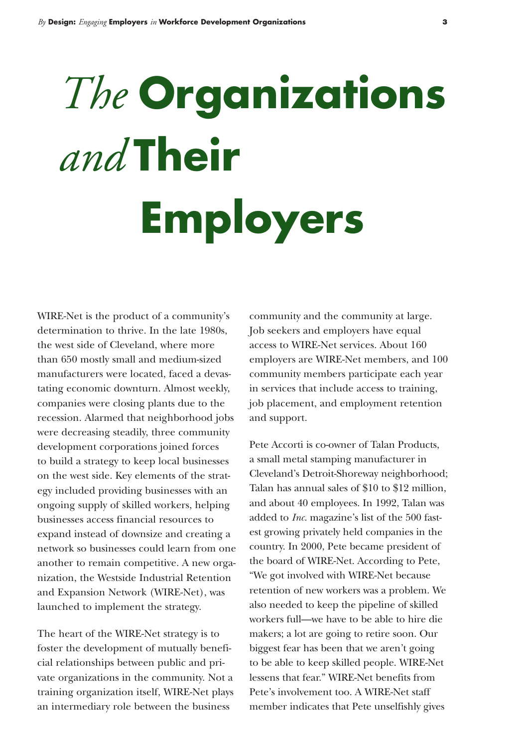# *The* Organizations *and* Their Employers

WIRE-Net is the product of a community's determination to thrive. In the late 1980s, the west side of Cleveland, where more than 650 mostly small and medium-sized manufacturers were located, faced a devastating economic downturn. Almost weekly, companies were closing plants due to the recession. Alarmed that neighborhood jobs were decreasing steadily, three community development corporations joined forces to build a strategy to keep local businesses on the west side. Key elements of the strategy included providing businesses with an ongoing supply of skilled workers, helping businesses access financial resources to expand instead of downsize and creating a network so businesses could learn from one another to remain competitive. A new organization, the Westside Industrial Retention and Expansion Network (WIRE-Net), was launched to implement the strategy.

The heart of the WIRE-Net strategy is to foster the development of mutually beneficial relationships between public and private organizations in the community. Not a training organization itself, WIRE-Net plays an intermediary role between the business community and the community at large. Job seekers and employers have equal access to WIRE-Net services. About 160 employers are WIRE-Net members, and 100 community members participate each year in services that include access to training, job placement, and employment retention and support.

Pete Accorti is co-owner of Talan Products, a small metal stamping manufacturer in Cleveland's Detroit-Shoreway neighborhood; Talan has annual sales of $10 to $12 million, and about 40 employees. In 1992, Talan was added to *Inc.* magazine's list of the 500 fastest growing privately held companies in the country. In 2000, Pete became president of the board of WIRE-Net. According to Pete, "We got involved with WIRE-Net because retention of new workers was a problem. We also needed to keep the pipeline of skilled workers full—we have to be able to hire die makers; a lot are going to retire soon. Our biggest fear has been that we aren't going to be able to keep skilled people. WIRE-Net lessens that fear." WIRE-Net benefits from Pete's involvement too. A WIRE-Net staff member indicates that Pete unselfishly gives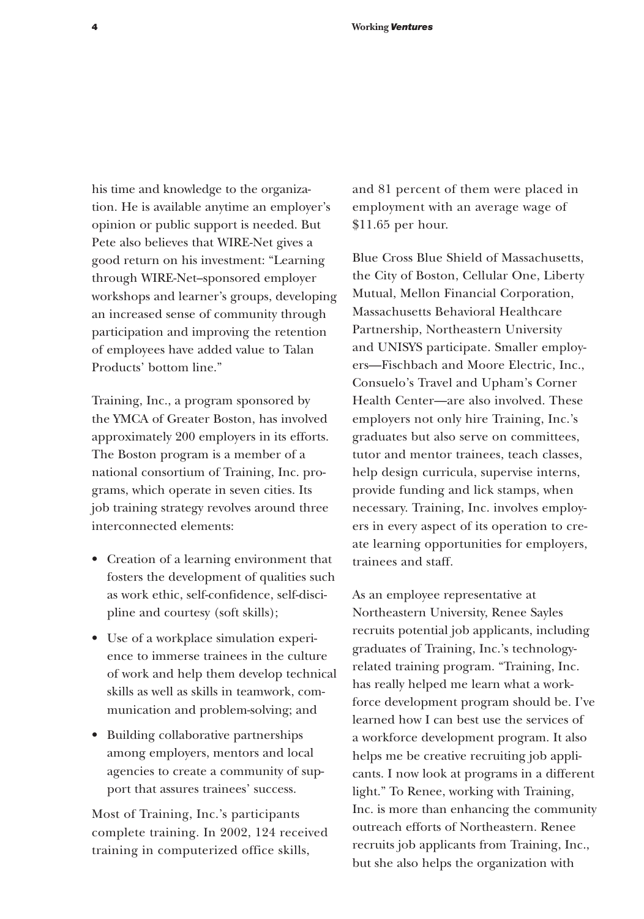his time and knowledge to the organization. He is available anytime an employer's opinion or public support is needed. But Pete also believes that WIRE-Net gives a good return on his investment: "Learning through WIRE-Net–sponsored employer workshops and learner's groups, developing an increased sense of community through participation and improving the retention of employees have added value to Talan Products' bottom line."

Training, Inc., a program sponsored by the YMCA of Greater Boston, has involved approximately 200 employers in its efforts. The Boston program is a member of a national consortium of Training, Inc. programs, which operate in seven cities. Its job training strategy revolves around three interconnected elements:

- Creation of a learning environment that fosters the development of qualities such as work ethic, self-confidence, self-discipline and courtesy (soft skills);
- Use of a workplace simulation experience to immerse trainees in the culture of work and help them develop technical skills as well as skills in teamwork, communication and problem-solving; and
- Building collaborative partnerships among employers, mentors and local agencies to create a community of support that assures trainees' success.

Most of Training, Inc.'s participants complete training. In 2002, 124 received training in computerized office skills, and 81 percent of them were placed in employment with an average wage of $11.65 per hour.

Blue Cross Blue Shield of Massachusetts, the City of Boston, Cellular One, Liberty Mutual, Mellon Financial Corporation, Massachusetts Behavioral Healthcare Partnership, Northeastern University and UNISYS participate. Smaller employers—Fischbach and Moore Electric, Inc., Consuelo's Travel and Upham's Corner Health Center—are also involved. These employers not only hire Training, Inc.'s graduates but also serve on committees, tutor and mentor trainees, teach classes, help design curricula, supervise interns, provide funding and lick stamps, when necessary. Training, Inc. involves employers in every aspect of its operation to create learning opportunities for employers, trainees and staff.

As an employee representative at Northeastern University, Renee Sayles recruits potential job applicants, including graduates of Training, Inc.'s technology-related training program. "Training, Inc. has really helped me learn what a workforce development program should be. I've learned how I can best use the services of a workforce development program. It also helps me be creative recruiting job applicants. I now look at programs in a different light." To Renee, working with Training, Inc. is more than enhancing the community outreach efforts of Northeastern. Renee recruits job applicants from Training, Inc., but she also helps the organization with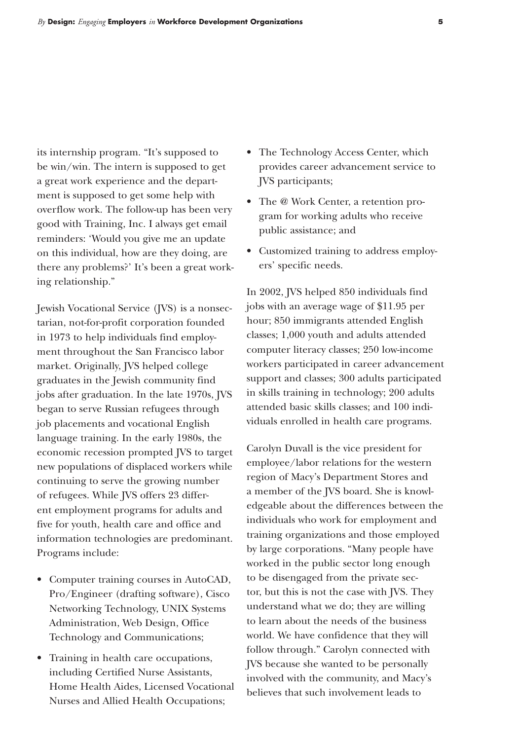its internship program. "It's supposed to be win/win. The intern is supposed to get a great work experience and the department is supposed to get some help with overflow work. The follow-up has been very good with Training, Inc. I always get email reminders: 'Would you give me an update on this individual, how are they doing, are there any problems?' It's been a great working relationship."

Jewish Vocational Service (JVS) is a nonsectarian, not-for-profit corporation founded in 1973 to help individuals find employment throughout the San Francisco labor market. Originally, JVS helped college graduates in the Jewish community find jobs after graduation. In the late 1970s, JVS began to serve Russian refugees through job placements and vocational English language training. In the early 1980s, the economic recession prompted JVS to target new populations of displaced workers while continuing to serve the growing number of refugees. While JVS offers 23 different employment programs for adults and five for youth, health care and office and information technologies are predominant. Programs include:

- Computer training courses in AutoCAD, Pro/Engineer (drafting software), Cisco Networking Technology, UNIX Systems Administration, Web Design, Office Technology and Communications;
- Training in health care occupations, including Certified Nurse Assistants, Home Health Aides, Licensed Vocational Nurses and Allied Health Occupations;
- The Technology Access Center, which provides career advancement service to JVS participants;
- The @ Work Center, a retention program for working adults who receive public assistance; and
- Customized training to address employers' specific needs.

In 2002, JVS helped 850 individuals find jobs with an average wage of $11.95 per hour; 850 immigrants attended English classes; 1,000 youth and adults attended computer literacy classes; 250 low-income workers participated in career advancement support and classes; 300 adults participated in skills training in technology; 200 adults attended basic skills classes; and 100 individuals enrolled in health care programs.

Carolyn Duvall is the vice president for employee/labor relations for the western region of Macy's Department Stores and a member of the JVS board. She is knowledgeable about the differences between the individuals who work for employment and training organizations and those employed by large corporations. "Many people have worked in the public sector long enough to be disengaged from the private sector, but this is not the case with JVS. They understand what we do; they are willing to learn about the needs of the business world. We have confidence that they will follow through." Carolyn connected with JVS because she wanted to be personally involved with the community, and Macy's believes that such involvement leads to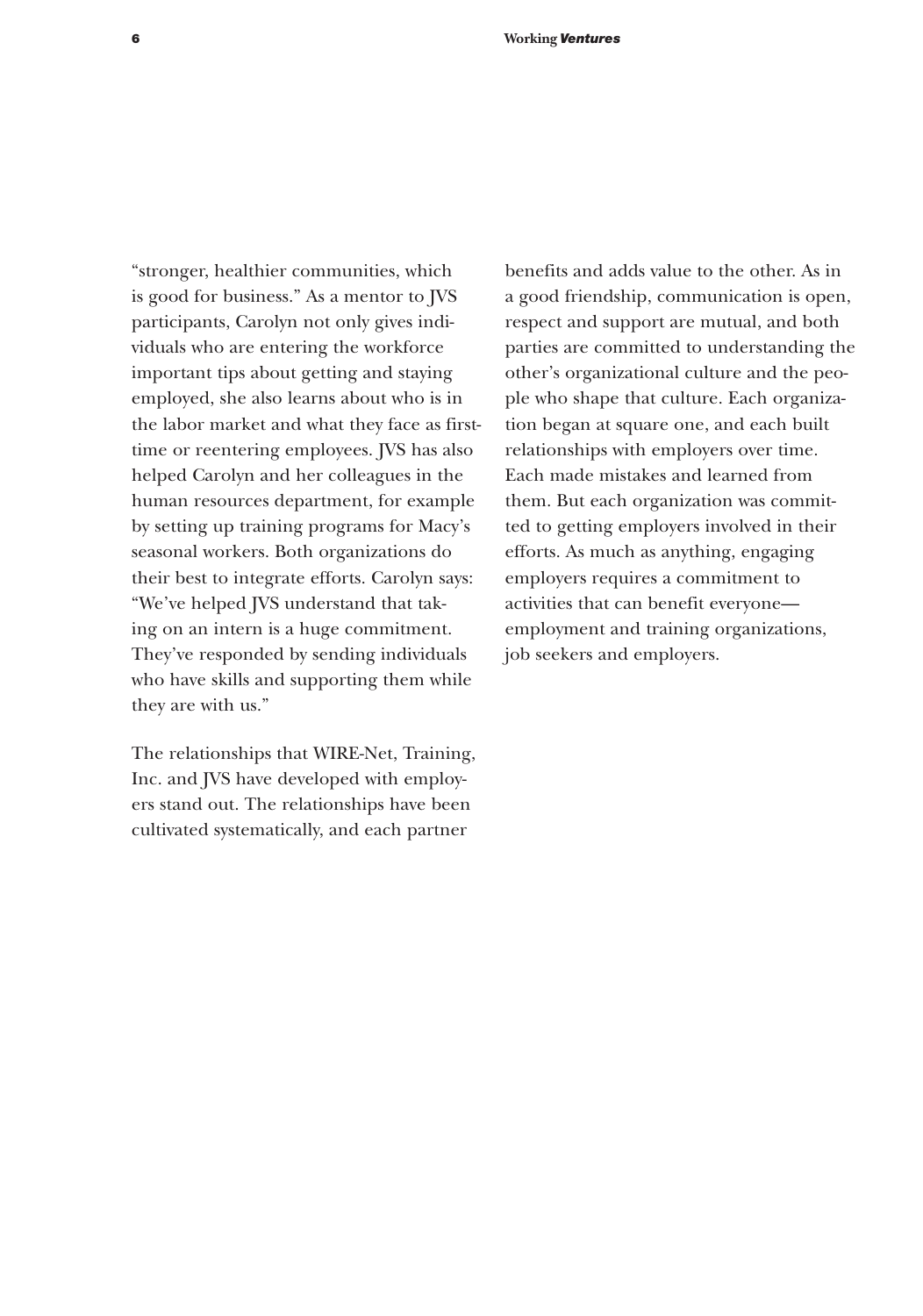"stronger, healthier communities, which is good for business." As a mentor to JVS participants, Carolyn not only gives individuals who are entering the workforce important tips about getting and staying employed, she also learns about who is in the labor market and what they face as first-time or reentering employees. JVS has also helped Carolyn and her colleagues in the human resources department, for example by setting up training programs for Macy's seasonal workers. Both organizations do their best to integrate efforts. Carolyn says: "We've helped JVS understand that taking on an intern is a huge commitment. They've responded by sending individuals who have skills and supporting them while they are with us."

The relationships that WIRE-Net, Training, Inc. and JVS have developed with employers stand out. The relationships have been cultivated systematically, and each partner benefits and adds value to the other. As in a good friendship, communication is open, respect and support are mutual, and both parties are committed to understanding the other's organizational culture and the people who shape that culture. Each organization began at square one, and each built relationships with employers over time. Each made mistakes and learned from them. But each organization was committed to getting employers involved in their efforts. As much as anything, engaging employers requires a commitment to activities that can benefit everyone—employment and training organizations, job seekers and employers.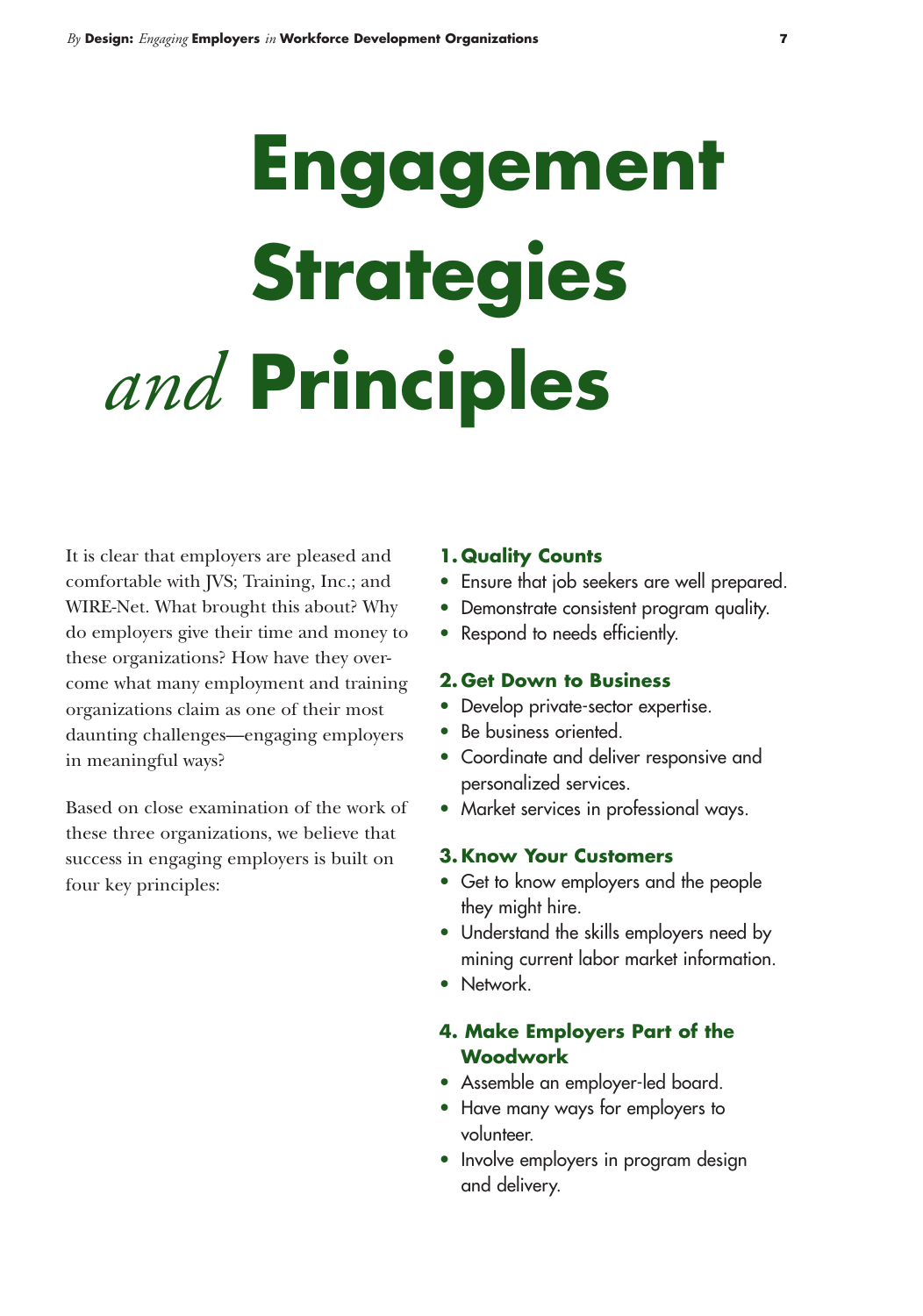# Engagement Strategies *and* Principles

It is clear that employers are pleased and comfortable with JVS; Training, Inc.; and WIRE-Net. What brought this about? Why do employers give their time and money to these organizations? How have they overcome what many employment and training organizations claim as one of their most daunting challenges—engaging employers in meaningful ways?

Based on close examination of the work of these three organizations, we believe that success in engaging employers is built on four key principles:

### 1. Quality Counts

- Ensure that job seekers are well prepared.
- Demonstrate consistent program quality.
- Respond to needs efficiently.

### 2. Get Down to Business

- Develop private-sector expertise.
- Be business oriented.
- Coordinate and deliver responsive and personalized services.
- Market services in professional ways.

### 3. Know Your Customers

- Get to know employers and the people they might hire.
- Understand the skills employers need by mining current labor market information.
- Network.

### 4. Make Employers Part of the Woodwork

- Assemble an employer-led board.
- Have many ways for employers to volunteer.
- Involve employers in program design and delivery.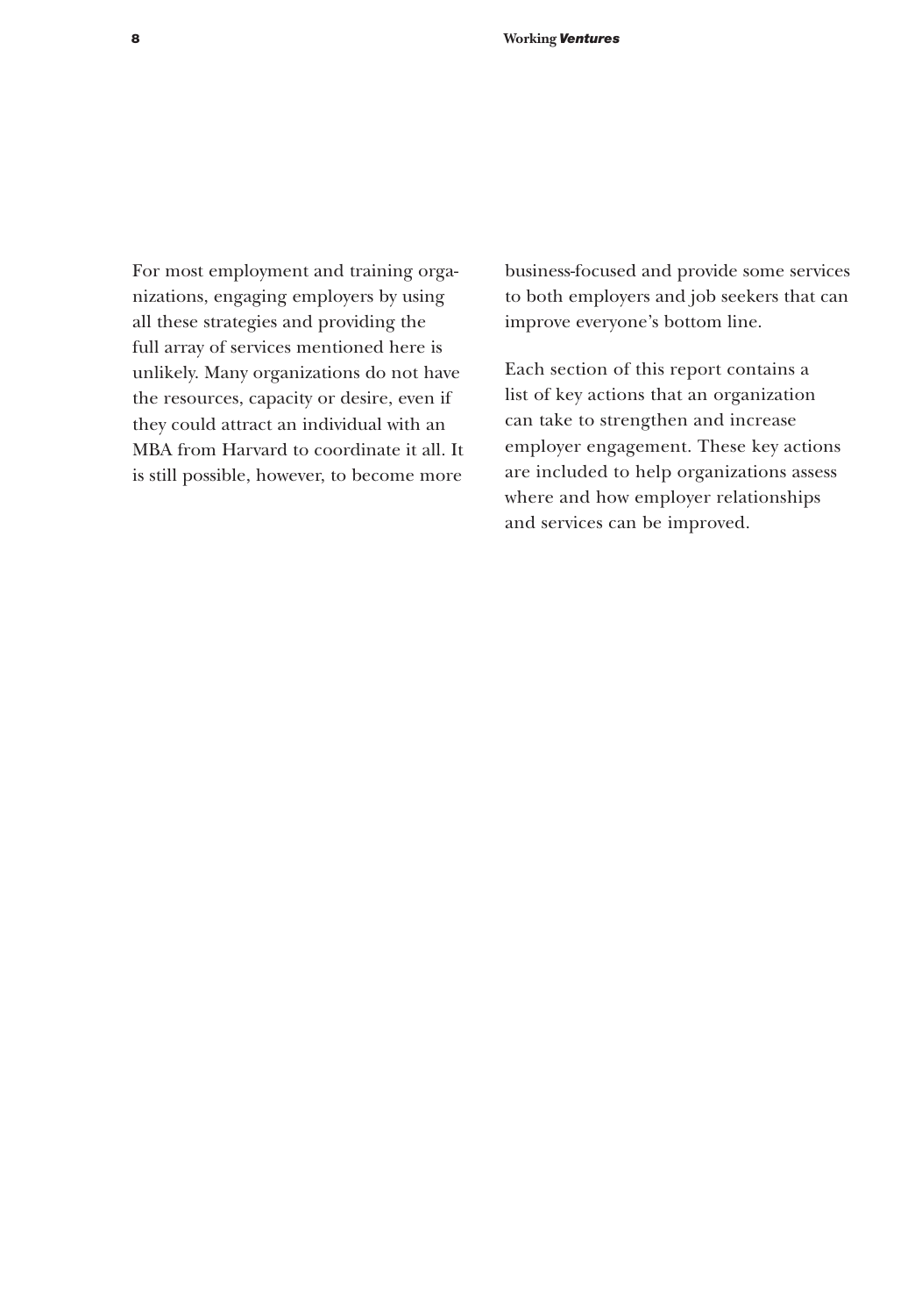For most employment and training organizations, engaging employers by using all these strategies and providing the full array of services mentioned here is unlikely. Many organizations do not have the resources, capacity or desire, even if they could attract an individual with an MBA from Harvard to coordinate it all. It is still possible, however, to become more business-focused and provide some services to both employers and job seekers that can improve everyone's bottom line.

Each section of this report contains a list of key actions that an organization can take to strengthen and increase employer engagement. These key actions are included to help organizations assess where and how employer relationships and services can be improved.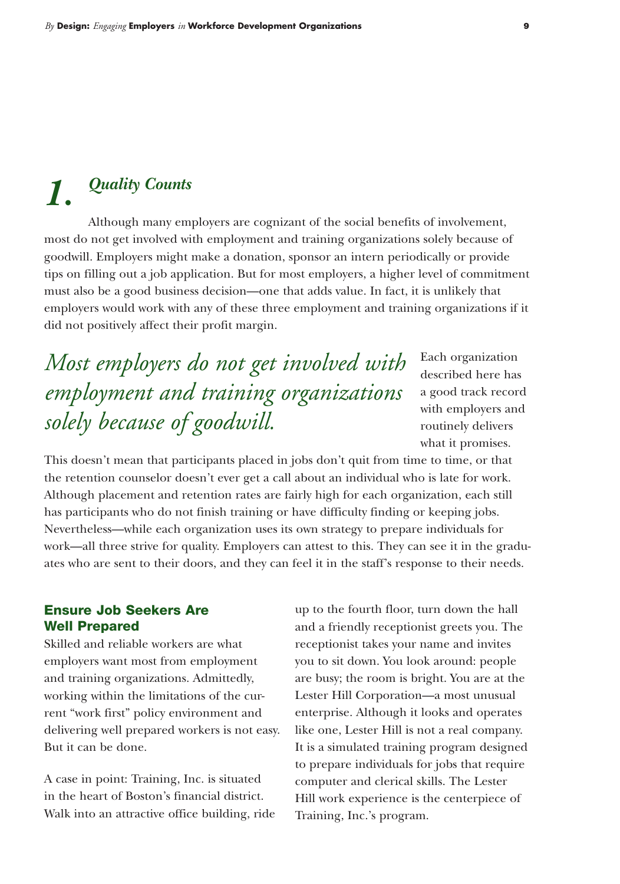# 1. *Quality Counts*

Although many employers are cognizant of the social benefits of involvement, most do not get involved with employment and training organizations solely because of goodwill. Employers might make a donation, sponsor an intern periodically or provide tips on filling out a job application. But for most employers, a higher level of commitment must also be a good business decision—one that adds value. In fact, it is unlikely that employers would work with any of these three employment and training organizations if it did not positively affect their profit margin.

> *Most employers do not get involved with employment and training organizations solely because of goodwill.*

Each organization described here has a good track record with employers and routinely delivers what it promises. This doesn't mean that participants placed in jobs don't quit from time to time, or that the retention counselor doesn't ever get a call about an individual who is late for work. Although placement and retention rates are fairly high for each organization, each still has participants who do not finish training or have difficulty finding or keeping jobs. Nevertheless—while each organization uses its own strategy to prepare individuals for work—all three strive for quality. Employers can attest to this. They can see it in the graduates who are sent to their doors, and they can feel it in the staff's response to their needs.

## Ensure Job Seekers Are Well Prepared

Skilled and reliable workers are what employers want most from employment and training organizations. Admittedly, working within the limitations of the current "work first" policy environment and delivering well prepared workers is not easy. But it can be done.

A case in point: Training, Inc. is situated in the heart of Boston's financial district. Walk into an attractive office building, ride up to the fourth floor, turn down the hall and a friendly receptionist greets you. The receptionist takes your name and invites you to sit down. You look around: people are busy; the room is bright. You are at the Lester Hill Corporation—a most unusual enterprise. Although it looks and operates like one, Lester Hill is not a real company. It is a simulated training program designed to prepare individuals for jobs that require computer and clerical skills. The Lester Hill work experience is the centerpiece of Training, Inc.'s program.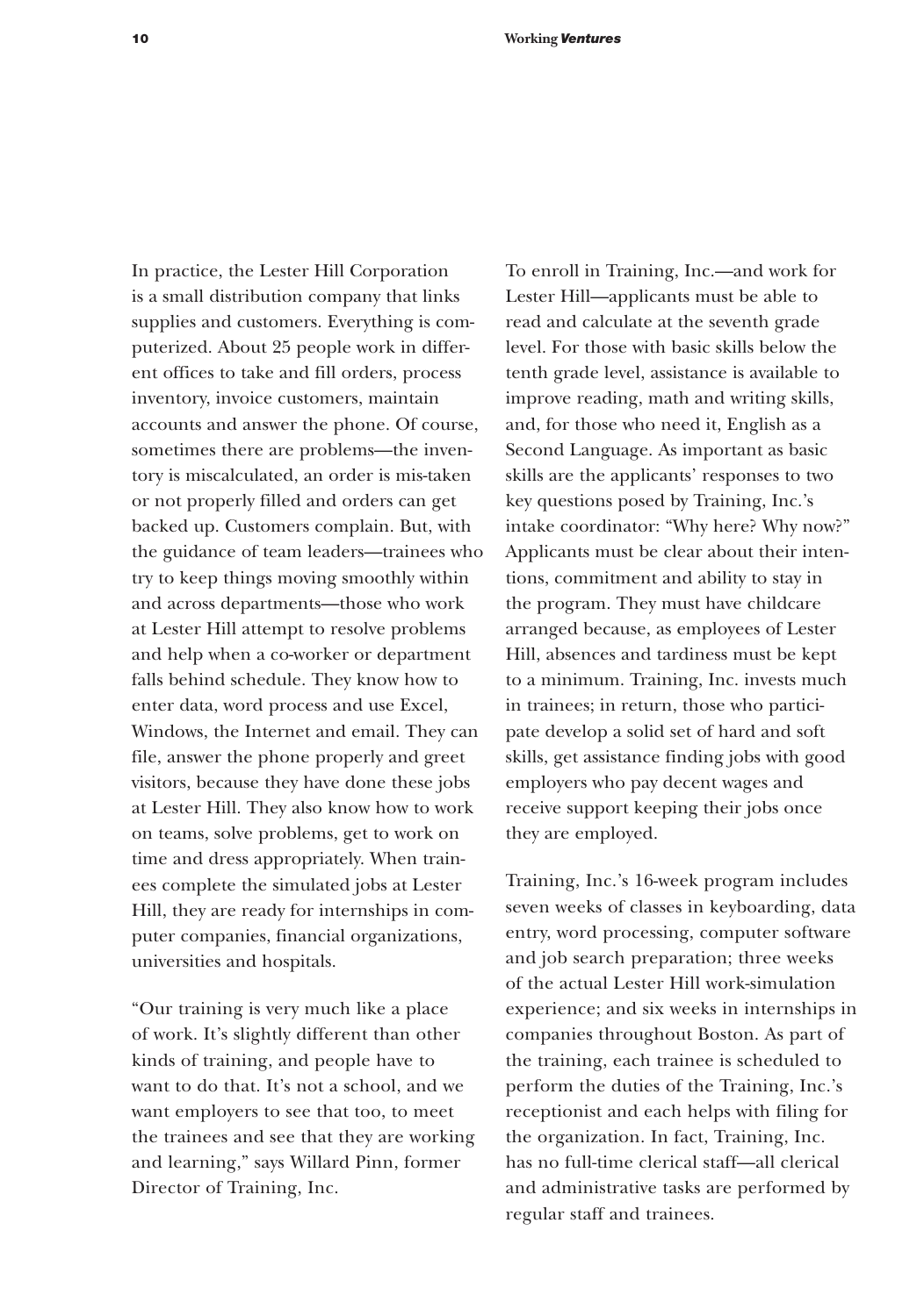In practice, the Lester Hill Corporation is a small distribution company that links supplies and customers. Everything is computerized. About 25 people work in different offices to take and fill orders, process inventory, invoice customers, maintain accounts and answer the phone. Of course, sometimes there are problems—the inventory is miscalculated, an order is mis-taken or not properly filled and orders can get backed up. Customers complain. But, with the guidance of team leaders—trainees who try to keep things moving smoothly within and across departments—those who work at Lester Hill attempt to resolve problems and help when a co-worker or department falls behind schedule. They know how to enter data, word process and use Excel, Windows, the Internet and email. They can file, answer the phone properly and greet visitors, because they have done these jobs at Lester Hill. They also know how to work on teams, solve problems, get to work on time and dress appropriately. When trainees complete the simulated jobs at Lester Hill, they are ready for internships in computer companies, financial organizations, universities and hospitals.

"Our training is very much like a place of work. It's slightly different than other kinds of training, and people have to want to do that. It's not a school, and we want employers to see that too, to meet the trainees and see that they are working and learning," says Willard Pinn, former Director of Training, Inc.

To enroll in Training, Inc.—and work for Lester Hill—applicants must be able to read and calculate at the seventh grade level. For those with basic skills below the tenth grade level, assistance is available to improve reading, math and writing skills, and, for those who need it, English as a Second Language. As important as basic skills are the applicants' responses to two key questions posed by Training, Inc.'s intake coordinator: "Why here? Why now?" Applicants must be clear about their intentions, commitment and ability to stay in the program. They must have childcare arranged because, as employees of Lester Hill, absences and tardiness must be kept to a minimum. Training, Inc. invests much in trainees; in return, those who participate develop a solid set of hard and soft skills, get assistance finding jobs with good employers who pay decent wages and receive support keeping their jobs once they are employed.

Training, Inc.'s 16-week program includes seven weeks of classes in keyboarding, data entry, word processing, computer software and job search preparation; three weeks of the actual Lester Hill work-simulation experience; and six weeks in internships in companies throughout Boston. As part of the training, each trainee is scheduled to perform the duties of the Training, Inc.'s receptionist and each helps with filing for the organization. In fact, Training, Inc. has no full-time clerical staff—all clerical and administrative tasks are performed by regular staff and trainees.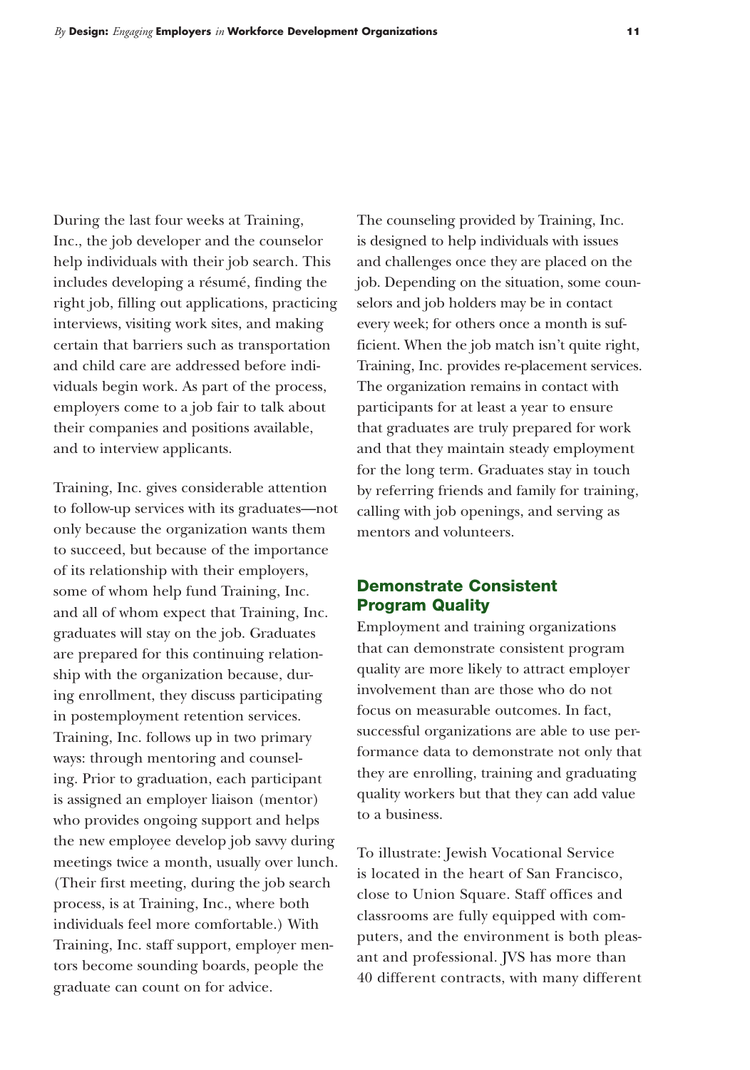During the last four weeks at Training, Inc., the job developer and the counselor help individuals with their job search. This includes developing a résumé, finding the right job, filling out applications, practicing interviews, visiting work sites, and making certain that barriers such as transportation and child care are addressed before individuals begin work. As part of the process, employers come to a job fair to talk about their companies and positions available, and to interview applicants.

Training, Inc. gives considerable attention to follow-up services with its graduates—not only because the organization wants them to succeed, but because of the importance of its relationship with their employers, some of whom help fund Training, Inc. and all of whom expect that Training, Inc. graduates will stay on the job. Graduates are prepared for this continuing relationship with the organization because, during enrollment, they discuss participating in postemployment retention services. Training, Inc. follows up in two primary ways: through mentoring and counseling. Prior to graduation, each participant is assigned an employer liaison (mentor) who provides ongoing support and helps the new employee develop job savvy during meetings twice a month, usually over lunch. (Their first meeting, during the job search process, is at Training, Inc., where both individuals feel more comfortable.) With Training, Inc. staff support, employer mentors become sounding boards, people the graduate can count on for advice.

The counseling provided by Training, Inc. is designed to help individuals with issues and challenges once they are placed on the job. Depending on the situation, some counselors and job holders may be in contact every week; for others once a month is sufficient. When the job match isn't quite right, Training, Inc. provides re-placement services. The organization remains in contact with participants for at least a year to ensure that graduates are truly prepared for work and that they maintain steady employment for the long term. Graduates stay in touch by referring friends and family for training, calling with job openings, and serving as mentors and volunteers.

## Demonstrate Consistent Program Quality

Employment and training organizations that can demonstrate consistent program quality are more likely to attract employer involvement than are those who do not focus on measurable outcomes. In fact, successful organizations are able to use performance data to demonstrate not only that they are enrolling, training and graduating quality workers but that they can add value to a business.

To illustrate: Jewish Vocational Service is located in the heart of San Francisco, close to Union Square. Staff offices and classrooms are fully equipped with computers, and the environment is both pleasant and professional. JVS has more than 40 different contracts, with many different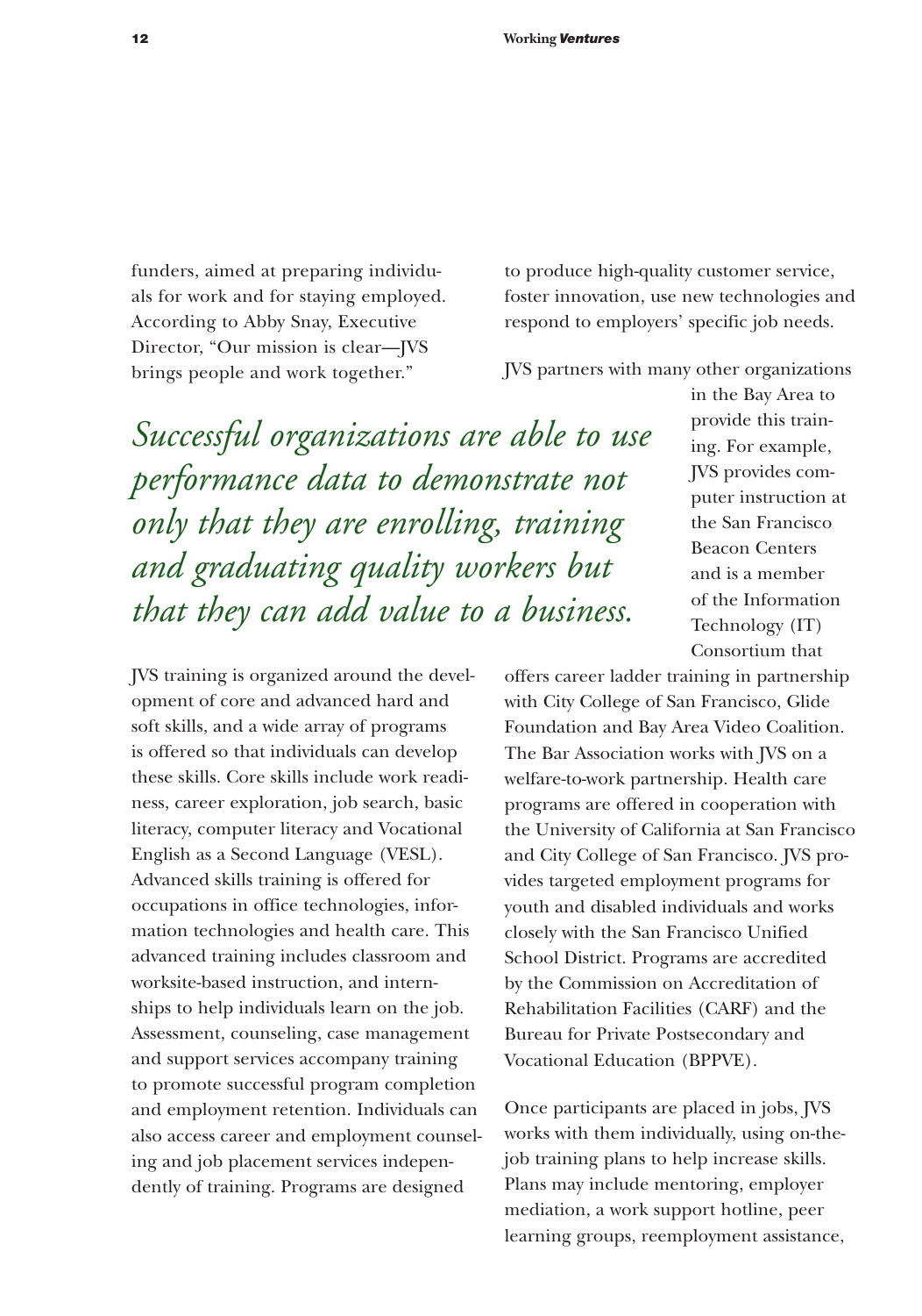funders, aimed at preparing individuals for work and for staying employed. According to Abby Snay, Executive Director, "Our mission is clear—JVS brings people and work together."

*Successful organizations are able to use performance data to demonstrate not only that they are enrolling, training and graduating quality workers but that they can add value to a business.*

JVS training is organized around the development of core and advanced hard and soft skills, and a wide array of programs is offered so that individuals can develop these skills. Core skills include work readiness, career exploration, job search, basic literacy, computer literacy and Vocational English as a Second Language (VESL). Advanced skills training is offered for occupations in office technologies, information technologies and health care. This advanced training includes classroom and worksite-based instruction, and internships to help individuals learn on the job. Assessment, counseling, case management and support services accompany training to promote successful program completion and employment retention. Individuals can also access career and employment counseling and job placement services independently of training. Programs are designed to produce high-quality customer service, foster innovation, use new technologies and respond to employers' specific job needs.

JVS partners with many other organizations in the Bay Area to provide this training. For example, JVS provides computer instruction at the San Francisco Beacon Centers and is a member of the Information Technology (IT) Consortium that offers career ladder training in partnership with City College of San Francisco, Glide Foundation and Bay Area Video Coalition. The Bar Association works with JVS on a welfare-to-work partnership. Health care programs are offered in cooperation with the University of California at San Francisco and City College of San Francisco. JVS provides targeted employment programs for youth and disabled individuals and works closely with the San Francisco Unified School District. Programs are accredited by the Commission on Accreditation of Rehabilitation Facilities (CARF) and the Bureau for Private Postsecondary and Vocational Education (BPPVE).

Once participants are placed in jobs, JVS works with them individually, using on-the-job training plans to help increase skills. Plans may include mentoring, employer mediation, a work support hotline, peer learning groups, reemployment assistance,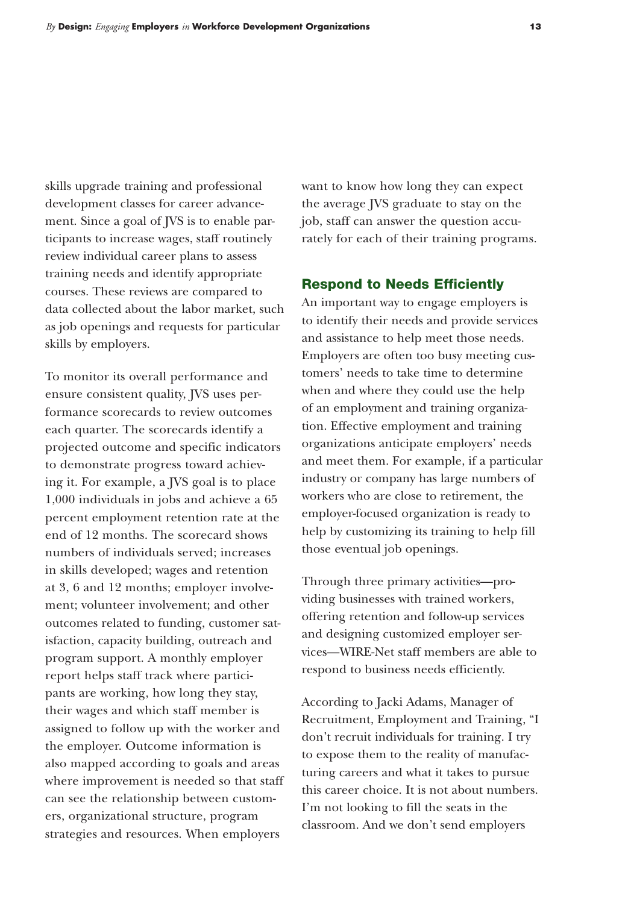skills upgrade training and professional development classes for career advancement. Since a goal of JVS is to enable participants to increase wages, staff routinely review individual career plans to assess training needs and identify appropriate courses. These reviews are compared to data collected about the labor market, such as job openings and requests for particular skills by employers.

To monitor its overall performance and ensure consistent quality, JVS uses performance scorecards to review outcomes each quarter. The scorecards identify a projected outcome and specific indicators to demonstrate progress toward achieving it. For example, a JVS goal is to place 1,000 individuals in jobs and achieve a 65 percent employment retention rate at the end of 12 months. The scorecard shows numbers of individuals served; increases in skills developed; wages and retention at 3, 6 and 12 months; employer involvement; volunteer involvement; and other outcomes related to funding, customer satisfaction, capacity building, outreach and program support. A monthly employer report helps staff track where participants are working, how long they stay, their wages and which staff member is assigned to follow up with the worker and the employer. Outcome information is also mapped according to goals and areas where improvement is needed so that staff can see the relationship between customers, organizational structure, program strategies and resources. When employers want to know how long they can expect the average JVS graduate to stay on the job, staff can answer the question accurately for each of their training programs.

## Respond to Needs Efficiently

An important way to engage employers is to identify their needs and provide services and assistance to help meet those needs. Employers are often too busy meeting customers' needs to take time to determine when and where they could use the help of an employment and training organization. Effective employment and training organizations anticipate employers' needs and meet them. For example, if a particular industry or company has large numbers of workers who are close to retirement, the employer-focused organization is ready to help by customizing its training to help fill those eventual job openings.

Through three primary activities—providing businesses with trained workers, offering retention and follow-up services and designing customized employer services—WIRE-Net staff members are able to respond to business needs efficiently.

According to Jacki Adams, Manager of Recruitment, Employment and Training, "I don't recruit individuals for training. I try to expose them to the reality of manufacturing careers and what it takes to pursue this career choice. It is not about numbers. I'm not looking to fill the seats in the classroom. And we don't send employers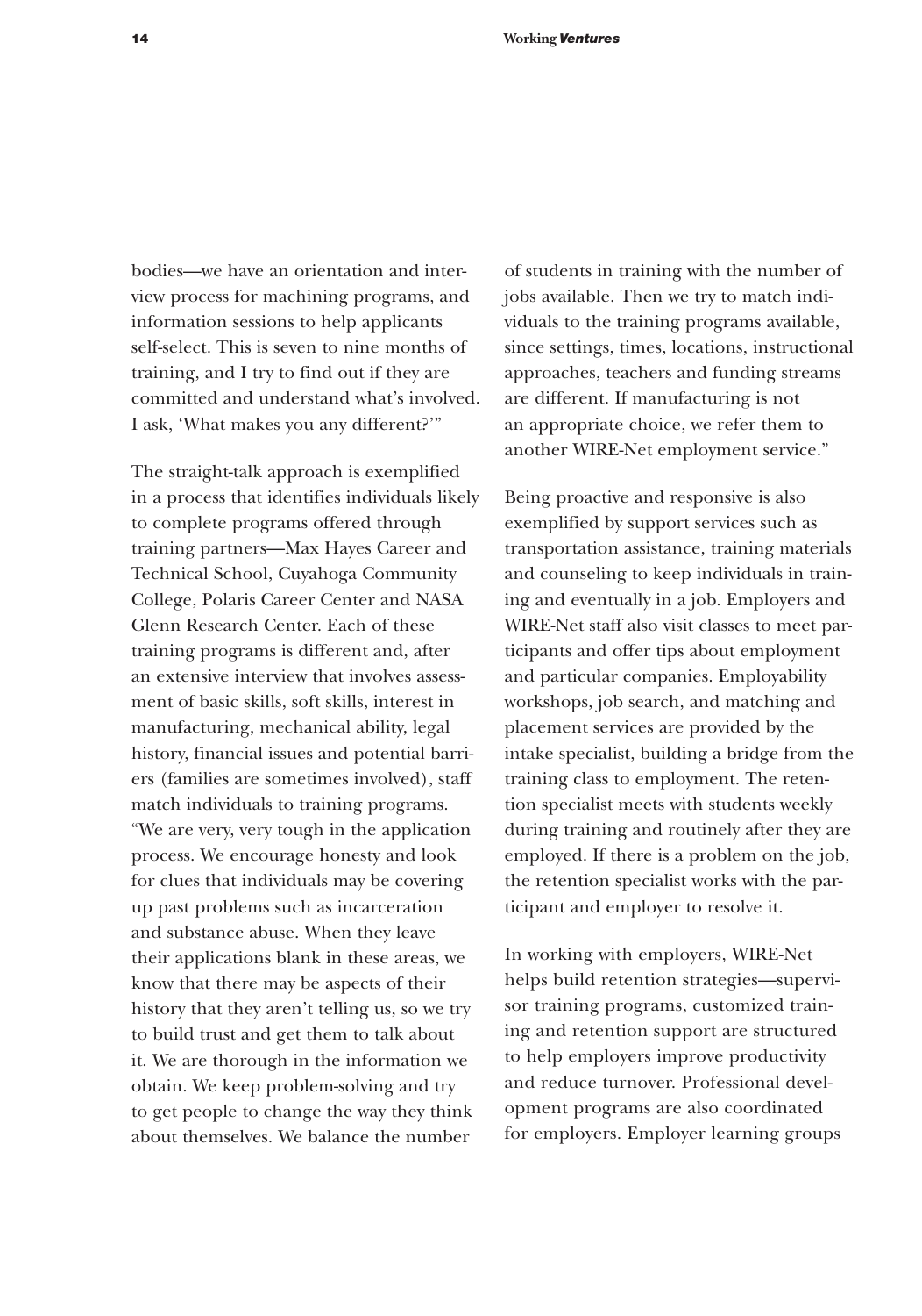bodies—we have an orientation and interview process for machining programs, and information sessions to help applicants self-select. This is seven to nine months of training, and I try to find out if they are committed and understand what's involved. I ask, 'What makes you any different?'"

The straight-talk approach is exemplified in a process that identifies individuals likely to complete programs offered through training partners—Max Hayes Career and Technical School, Cuyahoga Community College, Polaris Career Center and NASA Glenn Research Center. Each of these training programs is different and, after an extensive interview that involves assessment of basic skills, soft skills, interest in manufacturing, mechanical ability, legal history, financial issues and potential barriers (families are sometimes involved), staff match individuals to training programs. "We are very, very tough in the application process. We encourage honesty and look for clues that individuals may be covering up past problems such as incarceration and substance abuse. When they leave their applications blank in these areas, we know that there may be aspects of their history that they aren't telling us, so we try to build trust and get them to talk about it. We are thorough in the information we obtain. We keep problem-solving and try to get people to change the way they think about themselves. We balance the number of students in training with the number of jobs available. Then we try to match individuals to the training programs available, since settings, times, locations, instructional approaches, teachers and funding streams are different. If manufacturing is not an appropriate choice, we refer them to another WIRE-Net employment service."

Being proactive and responsive is also exemplified by support services such as transportation assistance, training materials and counseling to keep individuals in training and eventually in a job. Employers and WIRE-Net staff also visit classes to meet participants and offer tips about employment and particular companies. Employability workshops, job search, and matching and placement services are provided by the intake specialist, building a bridge from the training class to employment. The retention specialist meets with students weekly during training and routinely after they are employed. If there is a problem on the job, the retention specialist works with the participant and employer to resolve it.

In working with employers, WIRE-Net helps build retention strategies—supervisor training programs, customized training and retention support are structured to help employers improve productivity and reduce turnover. Professional development programs are also coordinated for employers. Employer learning groups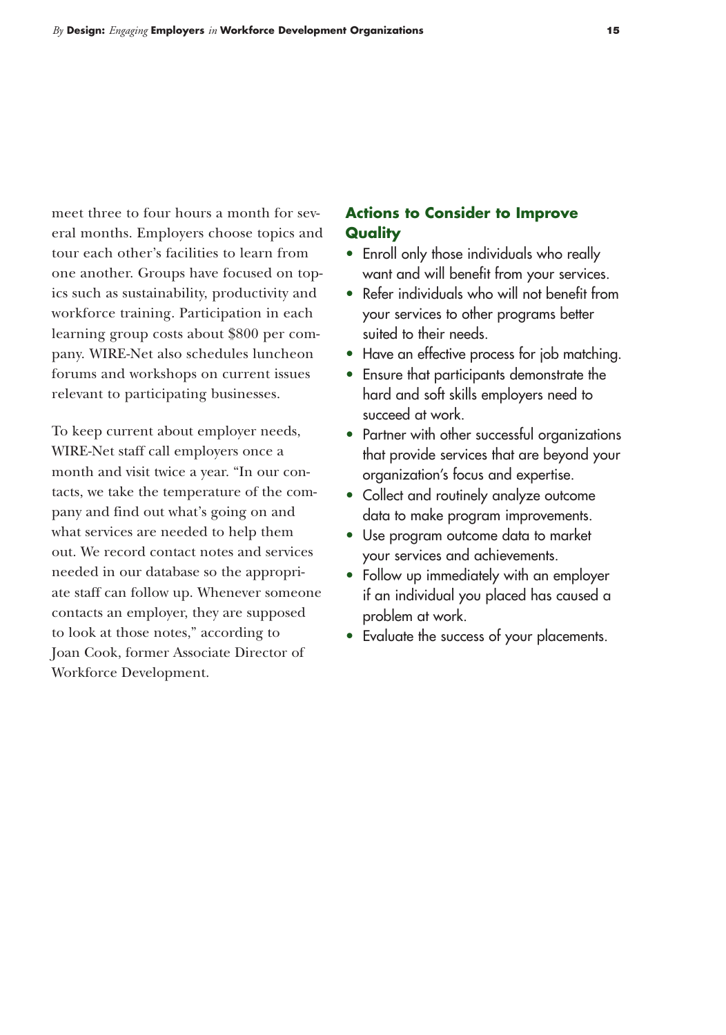meet three to four hours a month for several months. Employers choose topics and tour each other's facilities to learn from one another. Groups have focused on topics such as sustainability, productivity and workforce training. Participation in each learning group costs about $800 per company. WIRE-Net also schedules luncheon forums and workshops on current issues relevant to participating businesses.

To keep current about employer needs, WIRE-Net staff call employers once a month and visit twice a year. "In our contacts, we take the temperature of the company and find out what's going on and what services are needed to help them out. We record contact notes and services needed in our database so the appropriate staff can follow up. Whenever someone contacts an employer, they are supposed to look at those notes," according to Joan Cook, former Associate Director of Workforce Development.

## Actions to Consider to Improve Quality

- Enroll only those individuals who really want and will benefit from your services.
- Refer individuals who will not benefit from your services to other programs better suited to their needs.
- Have an effective process for job matching.
- Ensure that participants demonstrate the hard and soft skills employers need to succeed at work.
- Partner with other successful organizations that provide services that are beyond your organization's focus and expertise.
- Collect and routinely analyze outcome data to make program improvements.
- Use program outcome data to market your services and achievements.
- Follow up immediately with an employer if an individual you placed has caused a problem at work.
- Evaluate the success of your placements.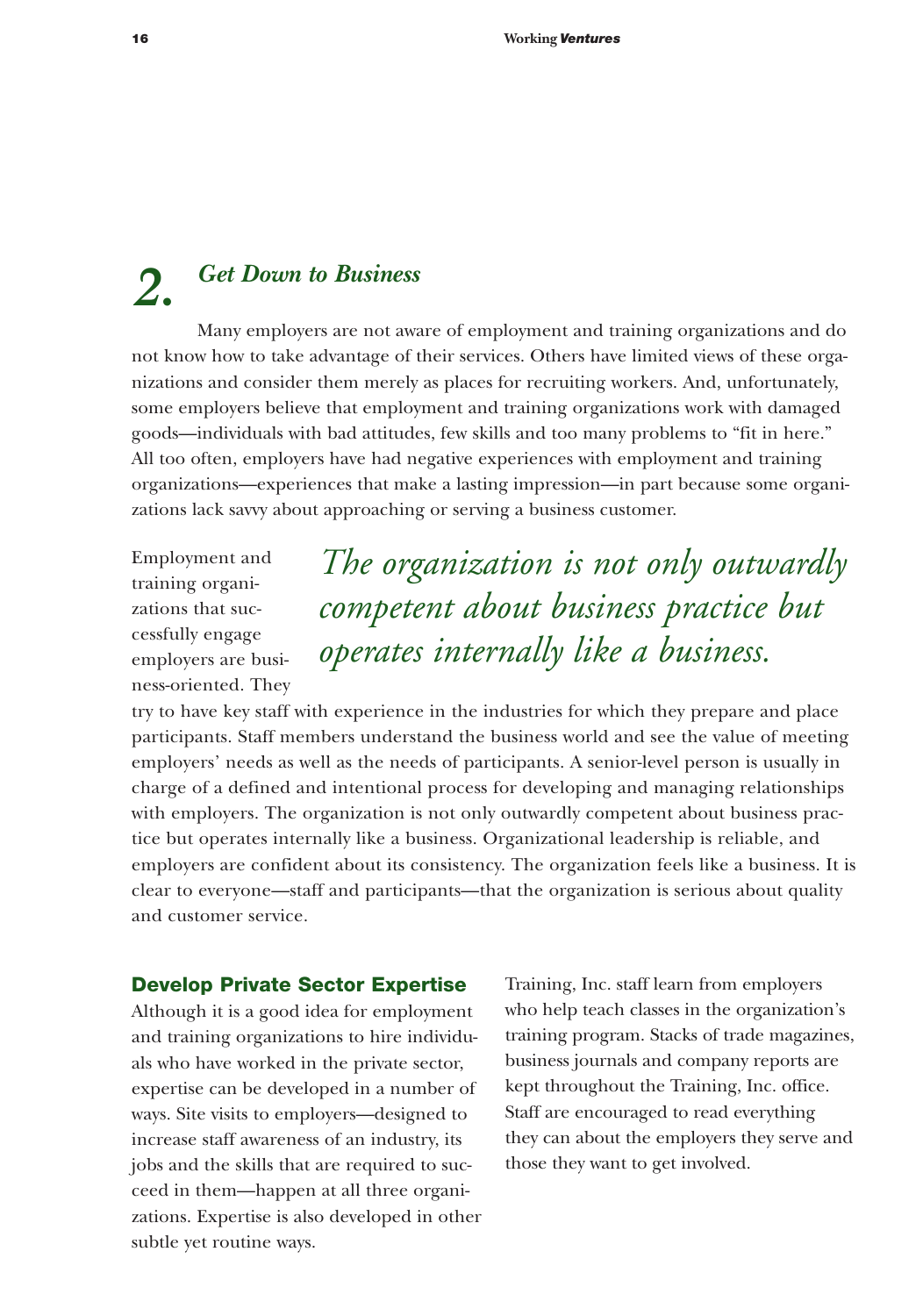## 2. *Get Down to Business*

Many employers are not aware of employment and training organizations and do not know how to take advantage of their services. Others have limited views of these organizations and consider them merely as places for recruiting workers. And, unfortunately, some employers believe that employment and training organizations work with damaged goods—individuals with bad attitudes, few skills and too many problems to "fit in here." All too often, employers have had negative experiences with employment and training organizations—experiences that make a lasting impression—in part because some organizations lack savvy about approaching or serving a business customer.

*The organization is not only outwardly competent about business practice but operates internally like a business.*

Employment and training organizations that successfully engage employers are business-oriented. They try to have key staff with experience in the industries for which they prepare and place participants. Staff members understand the business world and see the value of meeting employers' needs as well as the needs of participants. A senior-level person is usually in charge of a defined and intentional process for developing and managing relationships with employers. The organization is not only outwardly competent about business practice but operates internally like a business. Organizational leadership is reliable, and employers are confident about its consistency. The organization feels like a business. It is clear to everyone—staff and participants—that the organization is serious about quality and customer service.

### Develop Private Sector Expertise

Although it is a good idea for employment and training organizations to hire individuals who have worked in the private sector, expertise can be developed in a number of ways. Site visits to employers—designed to increase staff awareness of an industry, its jobs and the skills that are required to succeed in them—happen at all three organizations. Expertise is also developed in other subtle yet routine ways.

Training, Inc. staff learn from employers who help teach classes in the organization's training program. Stacks of trade magazines, business journals and company reports are kept throughout the Training, Inc. office. Staff are encouraged to read everything they can about the employers they serve and those they want to get involved.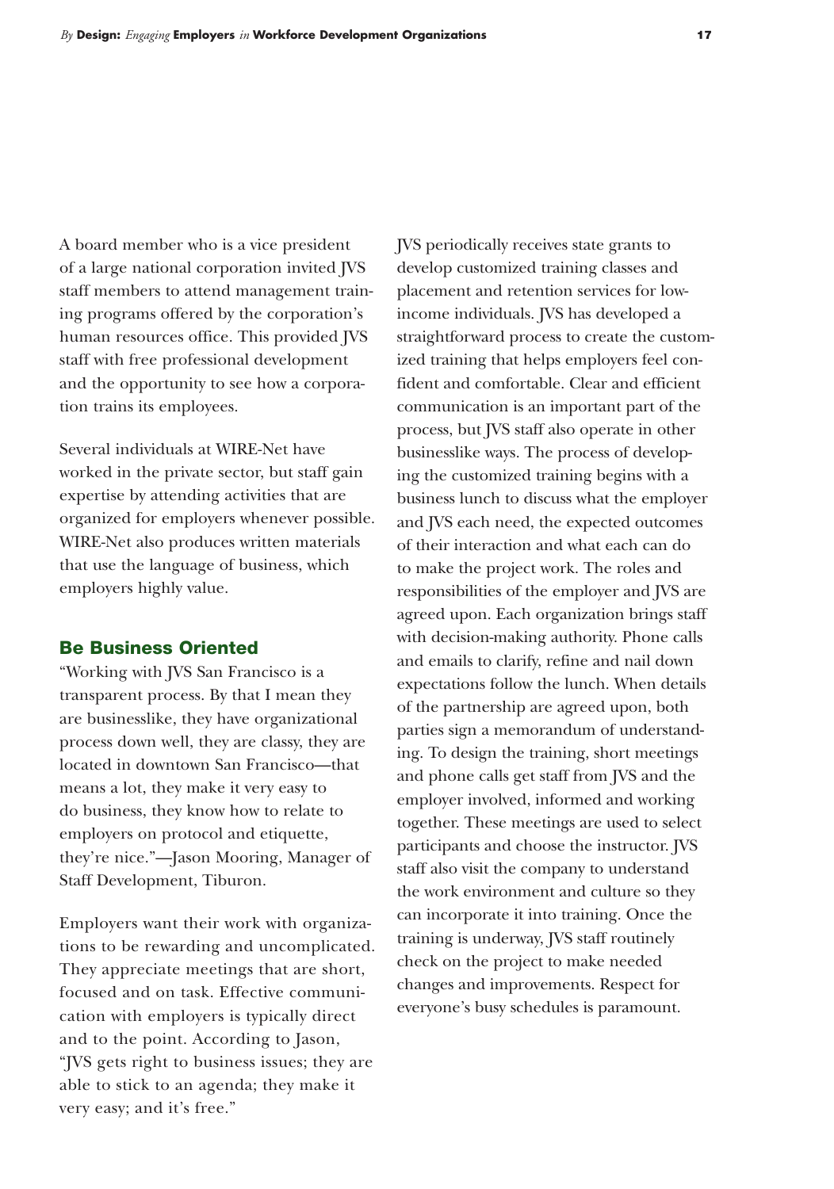A board member who is a vice president of a large national corporation invited JVS staff members to attend management training programs offered by the corporation's human resources office. This provided JVS staff with free professional development and the opportunity to see how a corporation trains its employees.

Several individuals at WIRE-Net have worked in the private sector, but staff gain expertise by attending activities that are organized for employers whenever possible. WIRE-Net also produces written materials that use the language of business, which employers highly value.

## Be Business Oriented

"Working with JVS San Francisco is a transparent process. By that I mean they are businesslike, they have organizational process down well, they are classy, they are located in downtown San Francisco—that means a lot, they make it very easy to do business, they know how to relate to employers on protocol and etiquette, they're nice."—Jason Mooring, Manager of Staff Development, Tiburon.

Employers want their work with organizations to be rewarding and uncomplicated. They appreciate meetings that are short, focused and on task. Effective communication with employers is typically direct and to the point. According to Jason, "JVS gets right to business issues; they are able to stick to an agenda; they make it very easy; and it's free."

JVS periodically receives state grants to develop customized training classes and placement and retention services for low-income individuals. JVS has developed a straightforward process to create the customized training that helps employers feel confident and comfortable. Clear and efficient communication is an important part of the process, but JVS staff also operate in other businesslike ways. The process of developing the customized training begins with a business lunch to discuss what the employer and JVS each need, the expected outcomes of their interaction and what each can do to make the project work. The roles and responsibilities of the employer and JVS are agreed upon. Each organization brings staff with decision-making authority. Phone calls and emails to clarify, refine and nail down expectations follow the lunch. When details of the partnership are agreed upon, both parties sign a memorandum of understanding. To design the training, short meetings and phone calls get staff from JVS and the employer involved, informed and working together. These meetings are used to select participants and choose the instructor. JVS staff also visit the company to understand the work environment and culture so they can incorporate it into training. Once the training is underway, JVS staff routinely check on the project to make needed changes and improvements. Respect for everyone's busy schedules is paramount.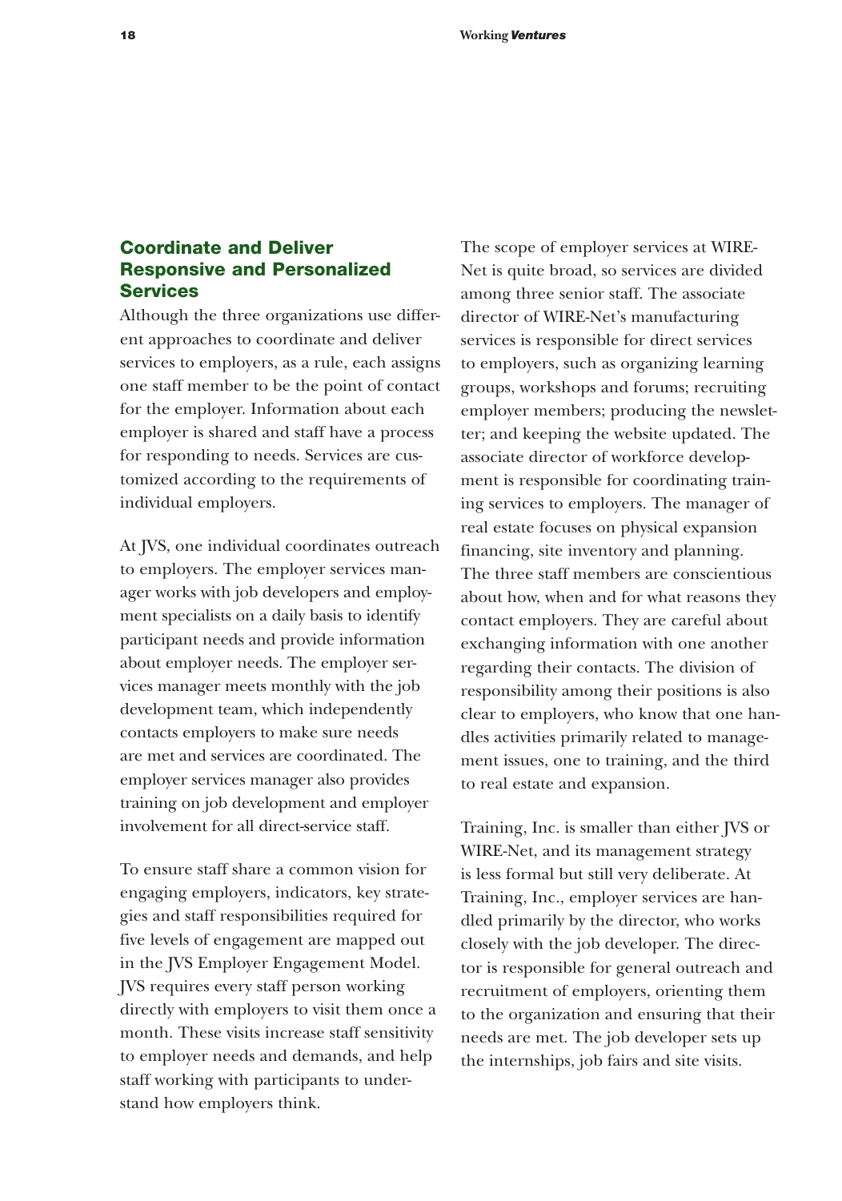## Coordinate and Deliver Responsive and Personalized Services

Although the three organizations use different approaches to coordinate and deliver services to employers, as a rule, each assigns one staff member to be the point of contact for the employer. Information about each employer is shared and staff have a process for responding to needs. Services are customized according to the requirements of individual employers.

At JVS, one individual coordinates outreach to employers. The employer services manager works with job developers and employment specialists on a daily basis to identify participant needs and provide information about employer needs. The employer services manager meets monthly with the job development team, which independently contacts employers to make sure needs are met and services are coordinated. The employer services manager also provides training on job development and employer involvement for all direct-service staff.

To ensure staff share a common vision for engaging employers, indicators, key strategies and staff responsibilities required for five levels of engagement are mapped out in the JVS Employer Engagement Model. JVS requires every staff person working directly with employers to visit them once a month. These visits increase staff sensitivity to employer needs and demands, and help staff working with participants to understand how employers think.

The scope of employer services at WIRE-Net is quite broad, so services are divided among three senior staff. The associate director of WIRE-Net's manufacturing services is responsible for direct services to employers, such as organizing learning groups, workshops and forums; recruiting employer members; producing the newsletter; and keeping the website updated. The associate director of workforce development is responsible for coordinating training services to employers. The manager of real estate focuses on physical expansion financing, site inventory and planning. The three staff members are conscientious about how, when and for what reasons they contact employers. They are careful about exchanging information with one another regarding their contacts. The division of responsibility among their positions is also clear to employers, who know that one handles activities primarily related to management issues, one to training, and the third to real estate and expansion.

Training, Inc. is smaller than either JVS or WIRE-Net, and its management strategy is less formal but still very deliberate. At Training, Inc., employer services are handled primarily by the director, who works closely with the job developer. The director is responsible for general outreach and recruitment of employers, orienting them to the organization and ensuring that their needs are met. The job developer sets up the internships, job fairs and site visits.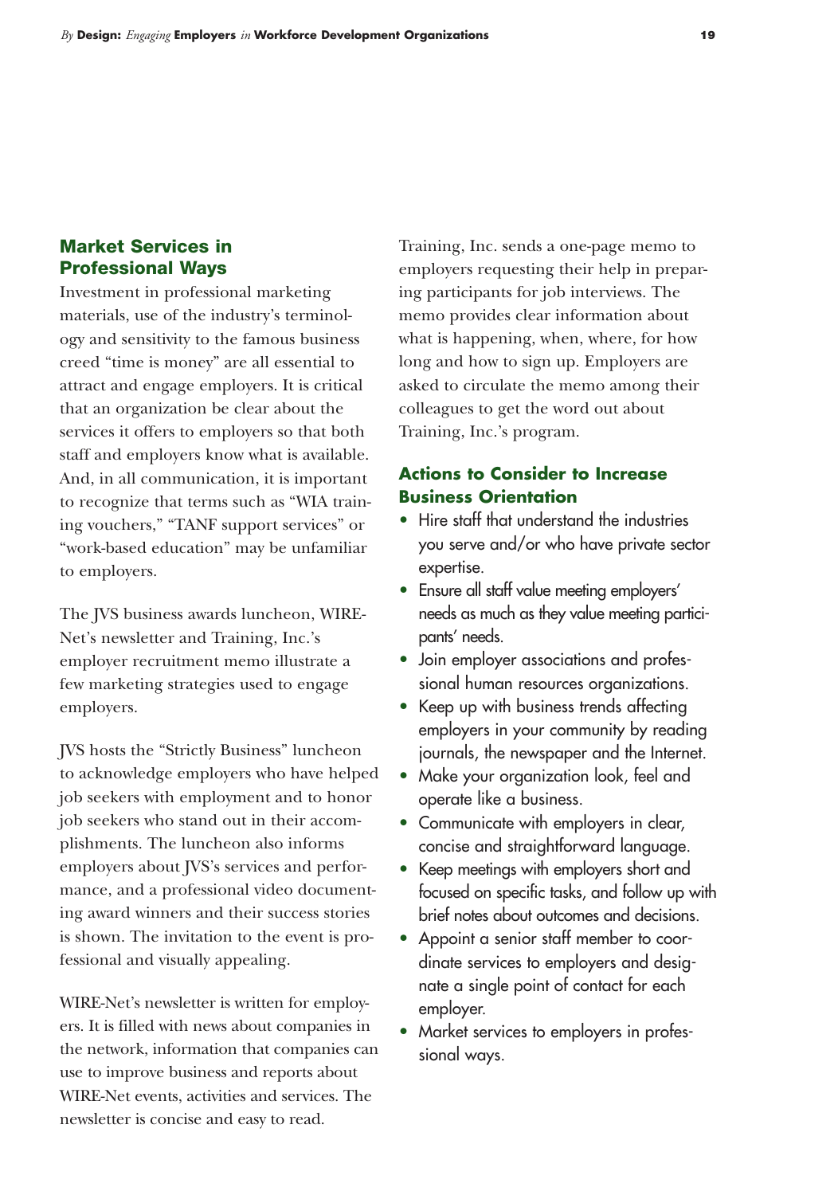## Market Services in Professional Ways

Investment in professional marketing materials, use of the industry's terminology and sensitivity to the famous business creed "time is money" are all essential to attract and engage employers. It is critical that an organization be clear about the services it offers to employers so that both staff and employers know what is available. And, in all communication, it is important to recognize that terms such as "WIA training vouchers," "TANF support services" or "work-based education" may be unfamiliar to employers.

The JVS business awards luncheon, WIRE-Net's newsletter and Training, Inc.'s employer recruitment memo illustrate a few marketing strategies used to engage employers.

JVS hosts the "Strictly Business" luncheon to acknowledge employers who have helped job seekers with employment and to honor job seekers who stand out in their accomplishments. The luncheon also informs employers about JVS's services and performance, and a professional video documenting award winners and their success stories is shown. The invitation to the event is professional and visually appealing.

WIRE-Net's newsletter is written for employers. It is filled with news about companies in the network, information that companies can use to improve business and reports about WIRE-Net events, activities and services. The newsletter is concise and easy to read.

Training, Inc. sends a one-page memo to employers requesting their help in preparing participants for job interviews. The memo provides clear information about what is happening, when, where, for how long and how to sign up. Employers are asked to circulate the memo among their colleagues to get the word out about Training, Inc.'s program.

### Actions to Consider to Increase Business Orientation

- Hire staff that understand the industries you serve and/or who have private sector expertise.
- Ensure all staff value meeting employers' needs as much as they value meeting participants' needs.
- Join employer associations and professional human resources organizations.
- Keep up with business trends affecting employers in your community by reading journals, the newspaper and the Internet.
- Make your organization look, feel and operate like a business.
- Communicate with employers in clear, concise and straightforward language.
- Keep meetings with employers short and focused on specific tasks, and follow up with brief notes about outcomes and decisions.
- Appoint a senior staff member to coordinate services to employers and designate a single point of contact for each employer.
- Market services to employers in professional ways.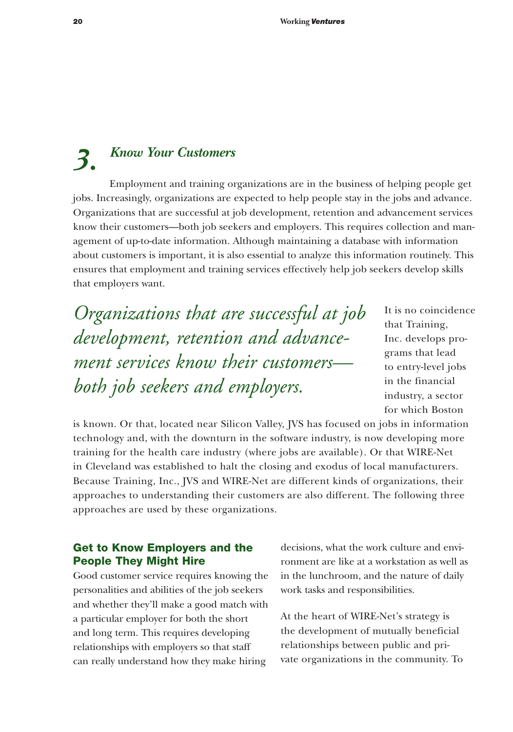## 3. *Know Your Customers*

Employment and training organizations are in the business of helping people get jobs. Increasingly, organizations are expected to help people stay in the jobs and advance. Organizations that are successful at job development, retention and advancement services know their customers—both job seekers and employers. This requires collection and management of up-to-date information. Although maintaining a database with information about customers is important, it is also essential to analyze this information routinely. This ensures that employment and training services effectively help job seekers develop skills that employers want.

*Organizations that are successful at job development, retention and advancement services know their customers—both job seekers and employers.*

It is no coincidence that Training, Inc. develops programs that lead to entry-level jobs in the financial industry, a sector for which Boston is known. Or that, located near Silicon Valley, JVS has focused on jobs in information technology and, with the downturn in the software industry, is now developing more training for the health care industry (where jobs are available). Or that WIRE-Net in Cleveland was established to halt the closing and exodus of local manufacturers. Because Training, Inc., JVS and WIRE-Net are different kinds of organizations, their approaches to understanding their customers are also different. The following three approaches are used by these organizations.

### Get to Know Employers and the People They Might Hire

Good customer service requires knowing the personalities and abilities of the job seekers and whether they'll make a good match with a particular employer for both the short and long term. This requires developing relationships with employers so that staff can really understand how they make hiring decisions, what the work culture and environment are like at a workstation as well as in the lunchroom, and the nature of daily work tasks and responsibilities.

At the heart of WIRE-Net's strategy is the development of mutually beneficial relationships between public and private organizations in the community. To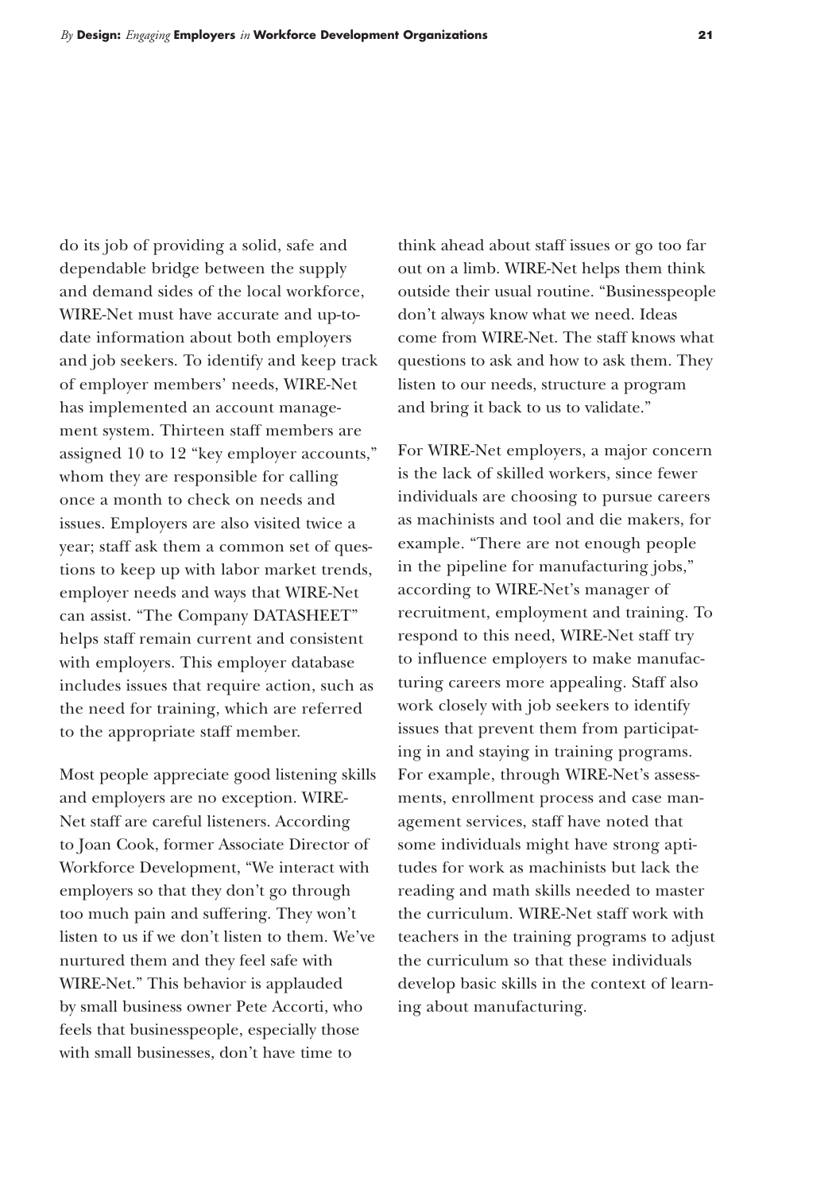do its job of providing a solid, safe and dependable bridge between the supply and demand sides of the local workforce, WIRE-Net must have accurate and up-to-date information about both employers and job seekers. To identify and keep track of employer members' needs, WIRE-Net has implemented an account management system. Thirteen staff members are assigned 10 to 12 "key employer accounts," whom they are responsible for calling once a month to check on needs and issues. Employers are also visited twice a year; staff ask them a common set of questions to keep up with labor market trends, employer needs and ways that WIRE-Net can assist. "The Company DATASHEET" helps staff remain current and consistent with employers. This employer database includes issues that require action, such as the need for training, which are referred to the appropriate staff member.

Most people appreciate good listening skills and employers are no exception. WIRE-Net staff are careful listeners. According to Joan Cook, former Associate Director of Workforce Development, "We interact with employers so that they don't go through too much pain and suffering. They won't listen to us if we don't listen to them. We've nurtured them and they feel safe with WIRE-Net." This behavior is applauded by small business owner Pete Accorti, who feels that businesspeople, especially those with small businesses, don't have time to think ahead about staff issues or go too far out on a limb. WIRE-Net helps them think outside their usual routine. "Businesspeople don't always know what we need. Ideas come from WIRE-Net. The staff knows what questions to ask and how to ask them. They listen to our needs, structure a program and bring it back to us to validate."

For WIRE-Net employers, a major concern is the lack of skilled workers, since fewer individuals are choosing to pursue careers as machinists and tool and die makers, for example. "There are not enough people in the pipeline for manufacturing jobs," according to WIRE-Net's manager of recruitment, employment and training. To respond to this need, WIRE-Net staff try to influence employers to make manufacturing careers more appealing. Staff also work closely with job seekers to identify issues that prevent them from participating in and staying in training programs. For example, through WIRE-Net's assessments, enrollment process and case management services, staff have noted that some individuals might have strong aptitudes for work as machinists but lack the reading and math skills needed to master the curriculum. WIRE-Net staff work with teachers in the training programs to adjust the curriculum so that these individuals develop basic skills in the context of learning about manufacturing.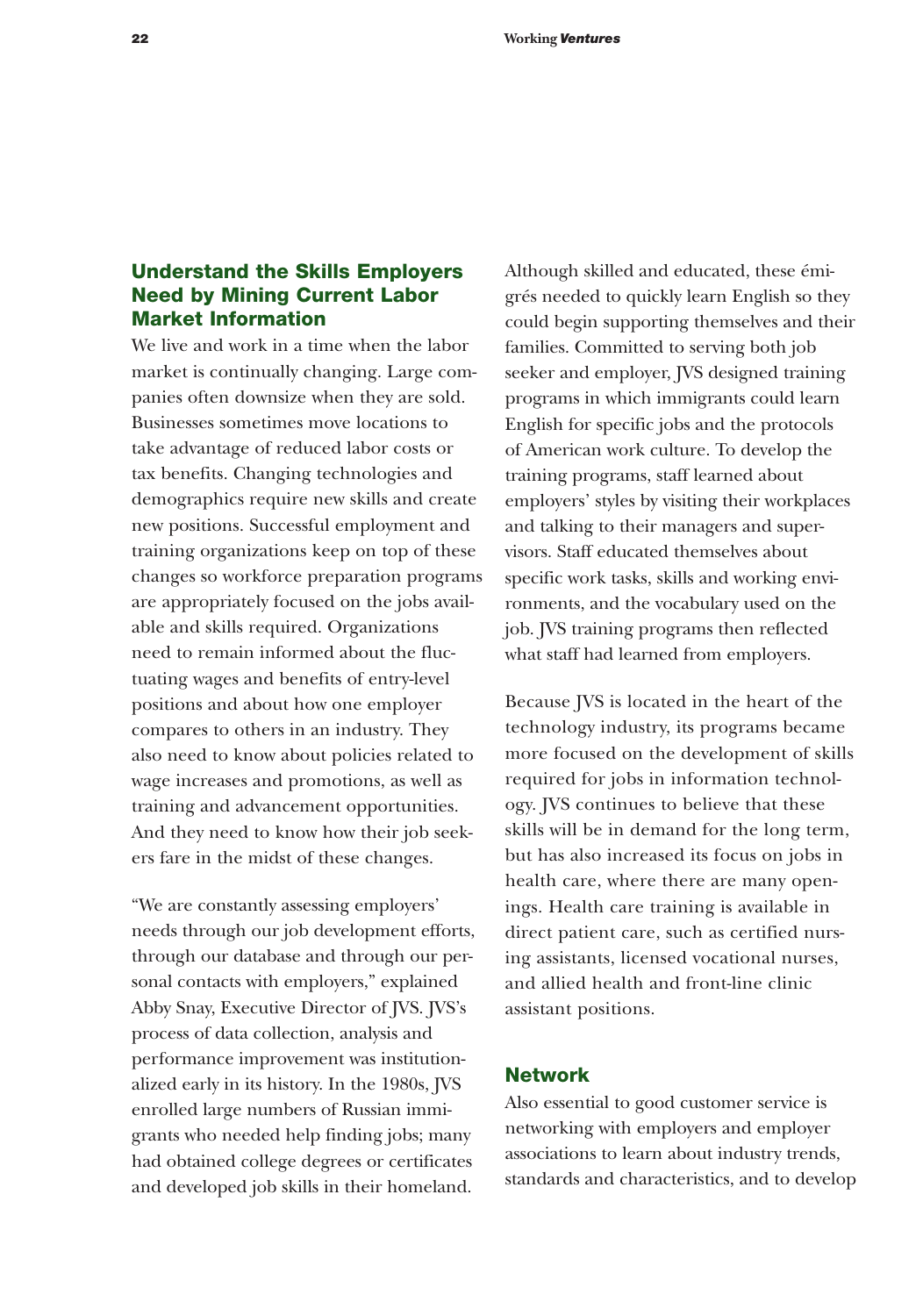## Understand the Skills Employers Need by Mining Current Labor Market Information

We live and work in a time when the labor market is continually changing. Large companies often downsize when they are sold. Businesses sometimes move locations to take advantage of reduced labor costs or tax benefits. Changing technologies and demographics require new skills and create new positions. Successful employment and training organizations keep on top of these changes so workforce preparation programs are appropriately focused on the jobs available and skills required. Organizations need to remain informed about the fluctuating wages and benefits of entry-level positions and about how one employer compares to others in an industry. They also need to know about policies related to wage increases and promotions, as well as training and advancement opportunities. And they need to know how their job seekers fare in the midst of these changes.

"We are constantly assessing employers' needs through our job development efforts, through our database and through our personal contacts with employers," explained Abby Snay, Executive Director of JVS. JVS's process of data collection, analysis and performance improvement was institutionalized early in its history. In the 1980s, JVS enrolled large numbers of Russian immigrants who needed help finding jobs; many had obtained college degrees or certificates and developed job skills in their homeland. Although skilled and educated, these émigrés needed to quickly learn English so they could begin supporting themselves and their families. Committed to serving both job seeker and employer, JVS designed training programs in which immigrants could learn English for specific jobs and the protocols of American work culture. To develop the training programs, staff learned about employers' styles by visiting their workplaces and talking to their managers and supervisors. Staff educated themselves about specific work tasks, skills and working environments, and the vocabulary used on the job. JVS training programs then reflected what staff had learned from employers.

Because JVS is located in the heart of the technology industry, its programs became more focused on the development of skills required for jobs in information technology. JVS continues to believe that these skills will be in demand for the long term, but has also increased its focus on jobs in health care, where there are many openings. Health care training is available in direct patient care, such as certified nursing assistants, licensed vocational nurses, and allied health and front-line clinic assistant positions.

## Network

Also essential to good customer service is networking with employers and employer associations to learn about industry trends, standards and characteristics, and to develop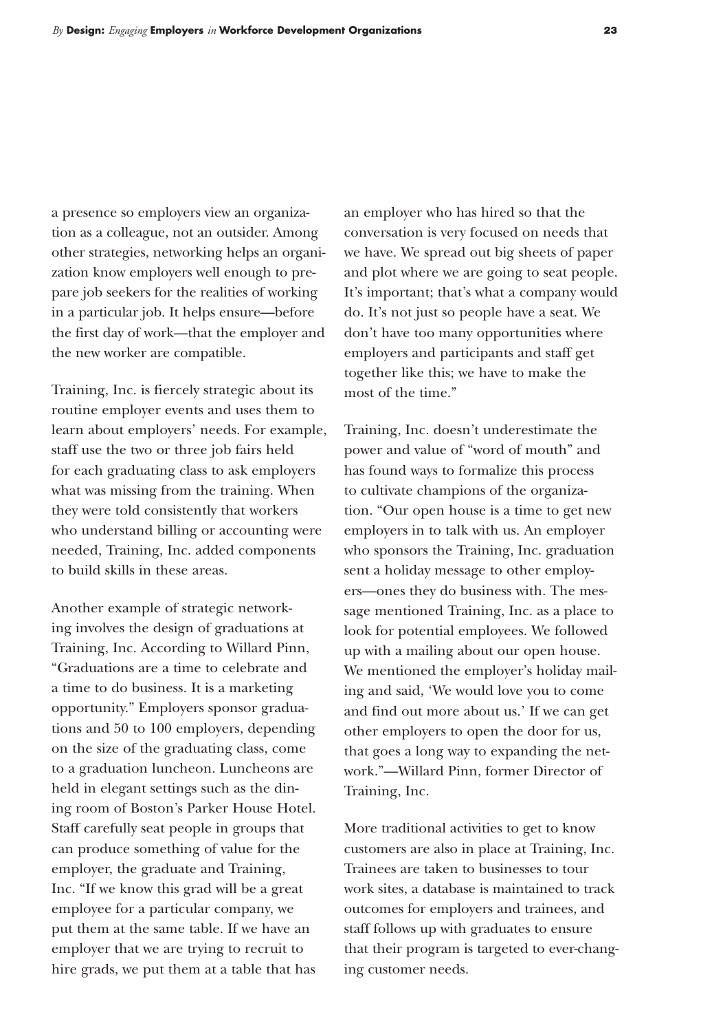a presence so employers view an organization as a colleague, not an outsider. Among other strategies, networking helps an organization know employers well enough to prepare job seekers for the realities of working in a particular job. It helps ensure—before the first day of work—that the employer and the new worker are compatible.

Training, Inc. is fiercely strategic about its routine employer events and uses them to learn about employers' needs. For example, staff use the two or three job fairs held for each graduating class to ask employers what was missing from the training. When they were told consistently that workers who understand billing or accounting were needed, Training, Inc. added components to build skills in these areas.

Another example of strategic networking involves the design of graduations at Training, Inc. According to Willard Pinn, "Graduations are a time to celebrate and a time to do business. It is a marketing opportunity." Employers sponsor graduations and 50 to 100 employers, depending on the size of the graduating class, come to a graduation luncheon. Luncheons are held in elegant settings such as the dining room of Boston's Parker House Hotel. Staff carefully seat people in groups that can produce something of value for the employer, the graduate and Training, Inc. "If we know this grad will be a great employee for a particular company, we put them at the same table. If we have an employer that we are trying to recruit to hire grads, we put them at a table that has an employer who has hired so that the conversation is very focused on needs that we have. We spread out big sheets of paper and plot where we are going to seat people. It's important; that's what a company would do. It's not just so people have a seat. We don't have too many opportunities where employers and participants and staff get together like this; we have to make the most of the time."

Training, Inc. doesn't underestimate the power and value of "word of mouth" and has found ways to formalize this process to cultivate champions of the organization. "Our open house is a time to get new employers in to talk with us. An employer who sponsors the Training, Inc. graduation sent a holiday message to other employers—ones they do business with. The message mentioned Training, Inc. as a place to look for potential employees. We followed up with a mailing about our open house. We mentioned the employer's holiday mailing and said, 'We would love you to come and find out more about us.' If we can get other employers to open the door for us, that goes a long way to expanding the network."—Willard Pinn, former Director of Training, Inc.

More traditional activities to get to know customers are also in place at Training, Inc. Trainees are taken to businesses to tour work sites, a database is maintained to track outcomes for employers and trainees, and staff follows up with graduates to ensure that their program is targeted to ever-changing customer needs.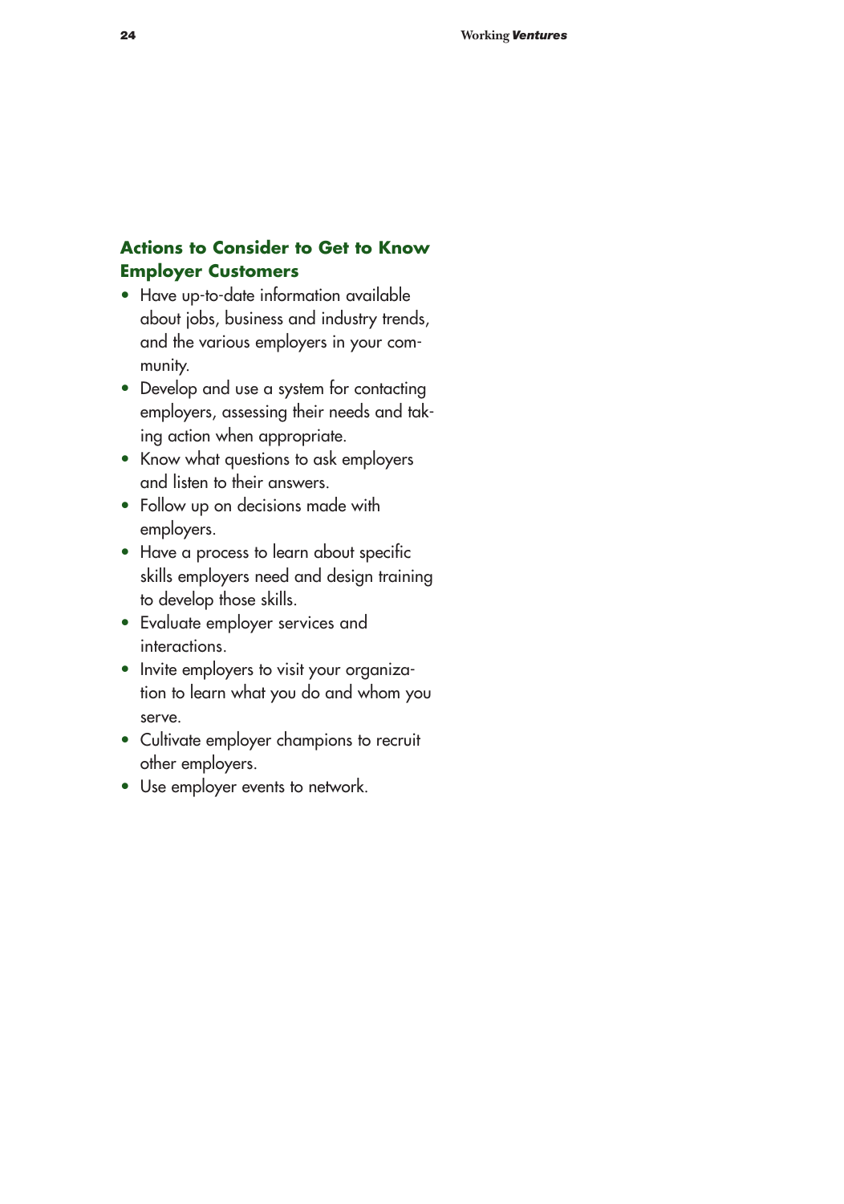### Actions to Consider to Get to Know Employer Customers

- Have up-to-date information available about jobs, business and industry trends, and the various employers in your community.
- Develop and use a system for contacting employers, assessing their needs and taking action when appropriate.
- Know what questions to ask employers and listen to their answers.
- Follow up on decisions made with employers.
- Have a process to learn about specific skills employers need and design training to develop those skills.
- Evaluate employer services and interactions.
- Invite employers to visit your organization to learn what you do and whom you serve.
- Cultivate employer champions to recruit other employers.
- Use employer events to network.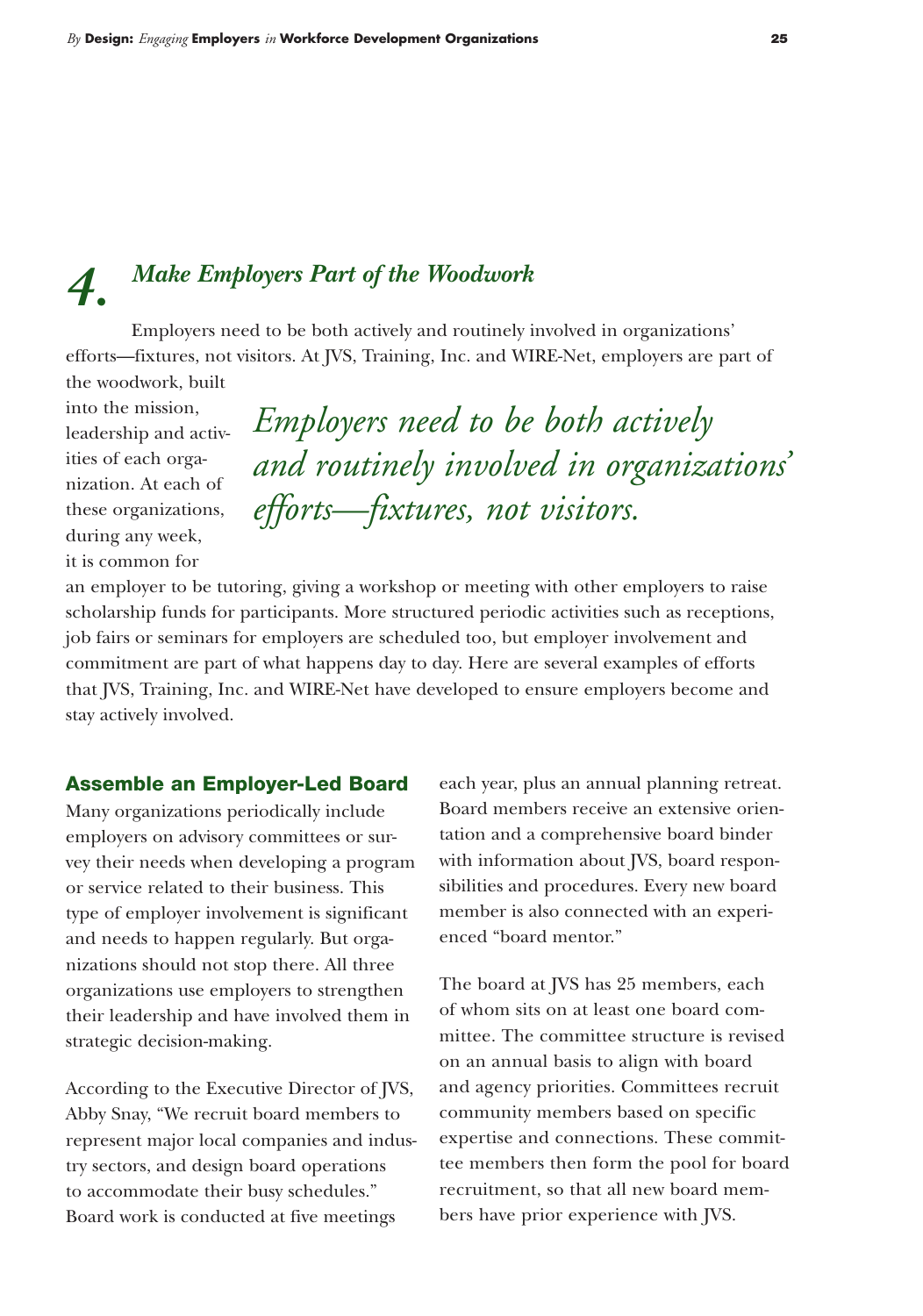# 4. *Make Employers Part of the Woodwork*

Employers need to be both actively and routinely involved in organizations' efforts—fixtures, not visitors. At JVS, Training, Inc. and WIRE-Net, employers are part of the woodwork, built into the mission, leadership and activities of each organization. At each of these organizations, during any week, it is common for an employer to be tutoring, giving a workshop or meeting with other employers to raise scholarship funds for participants. More structured periodic activities such as receptions, job fairs or seminars for employers are scheduled too, but employer involvement and commitment are part of what happens day to day. Here are several examples of efforts that JVS, Training, Inc. and WIRE-Net have developed to ensure employers become and stay actively involved.

*Employers need to be both actively and routinely involved in organizations' efforts—fixtures, not visitors.*

## Assemble an Employer-Led Board

Many organizations periodically include employers on advisory committees or survey their needs when developing a program or service related to their business. This type of employer involvement is significant and needs to happen regularly. But organizations should not stop there. All three organizations use employers to strengthen their leadership and have involved them in strategic decision-making.

According to the Executive Director of JVS, Abby Snay, "We recruit board members to represent major local companies and industry sectors, and design board operations to accommodate their busy schedules." Board work is conducted at five meetings each year, plus an annual planning retreat. Board members receive an extensive orientation and a comprehensive board binder with information about JVS, board responsibilities and procedures. Every new board member is also connected with an experienced "board mentor."

The board at JVS has 25 members, each of whom sits on at least one board committee. The committee structure is revised on an annual basis to align with board and agency priorities. Committees recruit community members based on specific expertise and connections. These committee members then form the pool for board recruitment, so that all new board members have prior experience with JVS.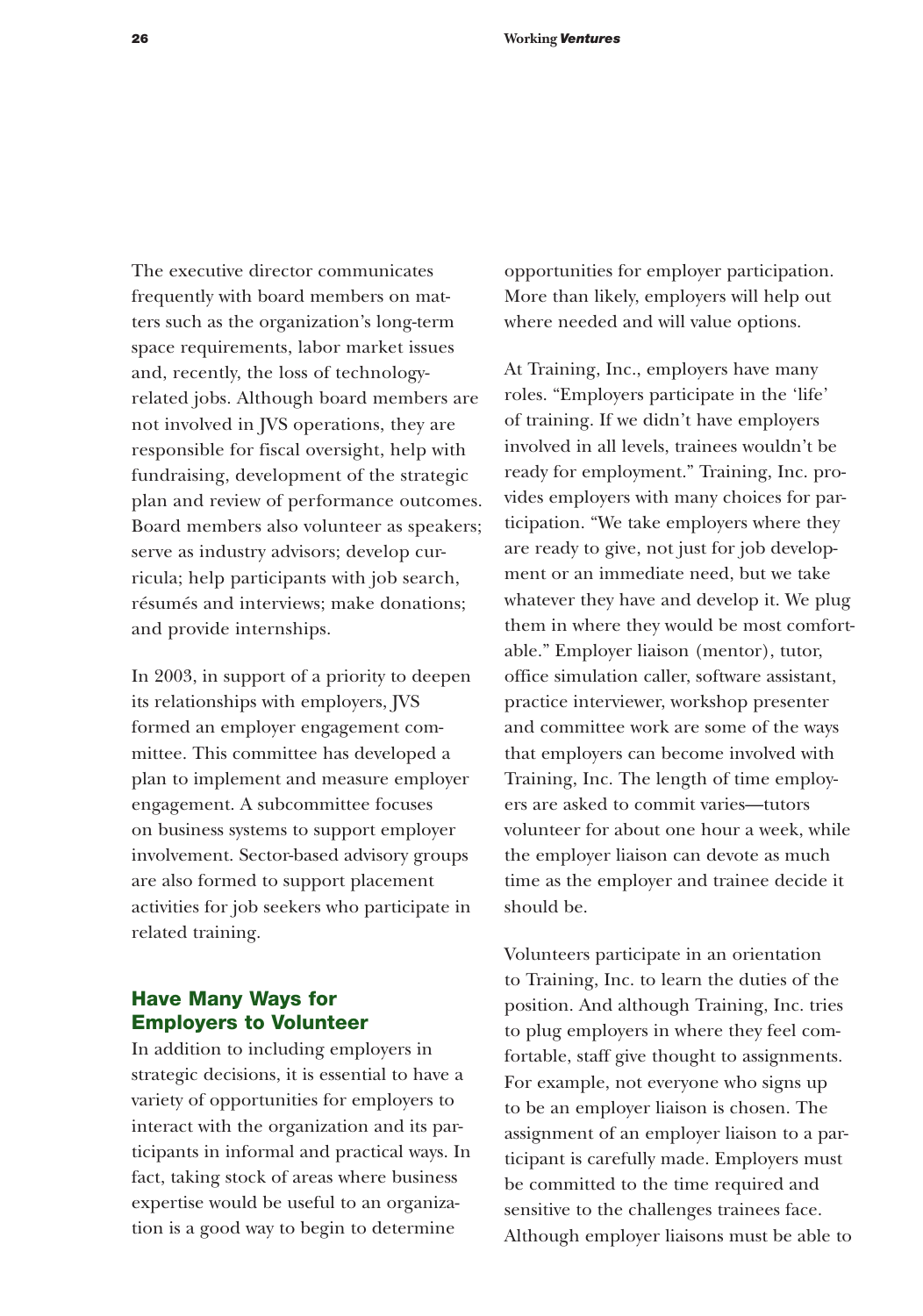The executive director communicates frequently with board members on matters such as the organization's long-term space requirements, labor market issues and, recently, the loss of technology-related jobs. Although board members are not involved in JVS operations, they are responsible for fiscal oversight, help with fundraising, development of the strategic plan and review of performance outcomes. Board members also volunteer as speakers; serve as industry advisors; develop curricula; help participants with job search, résumés and interviews; make donations; and provide internships.

In 2003, in support of a priority to deepen its relationships with employers, JVS formed an employer engagement committee. This committee has developed a plan to implement and measure employer engagement. A subcommittee focuses on business systems to support employer involvement. Sector-based advisory groups are also formed to support placement activities for job seekers who participate in related training.

## Have Many Ways for Employers to Volunteer

In addition to including employers in strategic decisions, it is essential to have a variety of opportunities for employers to interact with the organization and its participants in informal and practical ways. In fact, taking stock of areas where business expertise would be useful to an organization is a good way to begin to determine opportunities for employer participation. More than likely, employers will help out where needed and will value options.

At Training, Inc., employers have many roles. "Employers participate in the 'life' of training. If we didn't have employers involved in all levels, trainees wouldn't be ready for employment." Training, Inc. provides employers with many choices for participation. "We take employers where they are ready to give, not just for job development or an immediate need, but we take whatever they have and develop it. We plug them in where they would be most comfortable." Employer liaison (mentor), tutor, office simulation caller, software assistant, practice interviewer, workshop presenter and committee work are some of the ways that employers can become involved with Training, Inc. The length of time employers are asked to commit varies—tutors volunteer for about one hour a week, while the employer liaison can devote as much time as the employer and trainee decide it should be.

Volunteers participate in an orientation to Training, Inc. to learn the duties of the position. And although Training, Inc. tries to plug employers in where they feel comfortable, staff give thought to assignments. For example, not everyone who signs up to be an employer liaison is chosen. The assignment of an employer liaison to a participant is carefully made. Employers must be committed to the time required and sensitive to the challenges trainees face. Although employer liaisons must be able to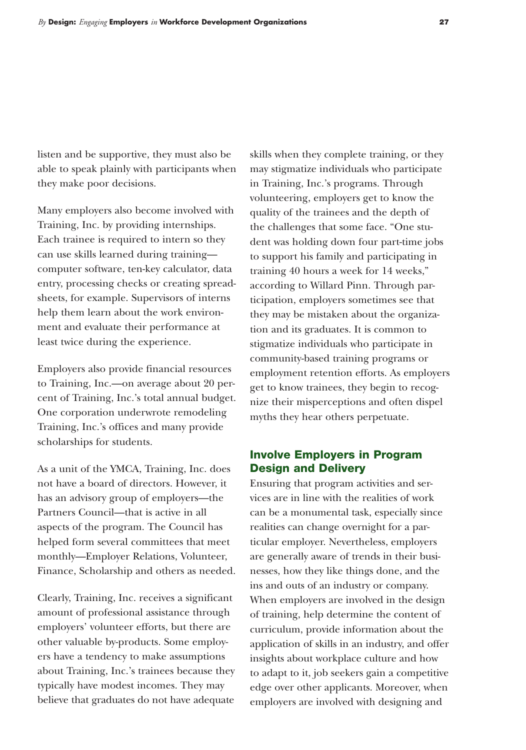listen and be supportive, they must also be able to speak plainly with participants when they make poor decisions.

Many employers also become involved with Training, Inc. by providing internships. Each trainee is required to intern so they can use skills learned during training—computer software, ten-key calculator, data entry, processing checks or creating spreadsheets, for example. Supervisors of interns help them learn about the work environment and evaluate their performance at least twice during the experience.

Employers also provide financial resources to Training, Inc.—on average about 20 percent of Training, Inc.'s total annual budget. One corporation underwrote remodeling Training, Inc.'s offices and many provide scholarships for students.

As a unit of the YMCA, Training, Inc. does not have a board of directors. However, it has an advisory group of employers—the Partners Council—that is active in all aspects of the program. The Council has helped form several committees that meet monthly—Employer Relations, Volunteer, Finance, Scholarship and others as needed.

Clearly, Training, Inc. receives a significant amount of professional assistance through employers' volunteer efforts, but there are other valuable by-products. Some employers have a tendency to make assumptions about Training, Inc.'s trainees because they typically have modest incomes. They may believe that graduates do not have adequate skills when they complete training, or they may stigmatize individuals who participate in Training, Inc.'s programs. Through volunteering, employers get to know the quality of the trainees and the depth of the challenges that some face. "One student was holding down four part-time jobs to support his family and participating in training 40 hours a week for 14 weeks," according to Willard Pinn. Through participation, employers sometimes see that they may be mistaken about the organization and its graduates. It is common to stigmatize individuals who participate in community-based training programs or employment retention efforts. As employers get to know trainees, they begin to recognize their misperceptions and often dispel myths they hear others perpetuate.

## Involve Employers in Program Design and Delivery

Ensuring that program activities and services are in line with the realities of work can be a monumental task, especially since realities can change overnight for a particular employer. Nevertheless, employers are generally aware of trends in their businesses, how they like things done, and the ins and outs of an industry or company. When employers are involved in the design of training, help determine the content of curriculum, provide information about the application of skills in an industry, and offer insights about workplace culture and how to adapt to it, job seekers gain a competitive edge over other applicants. Moreover, when employers are involved with designing and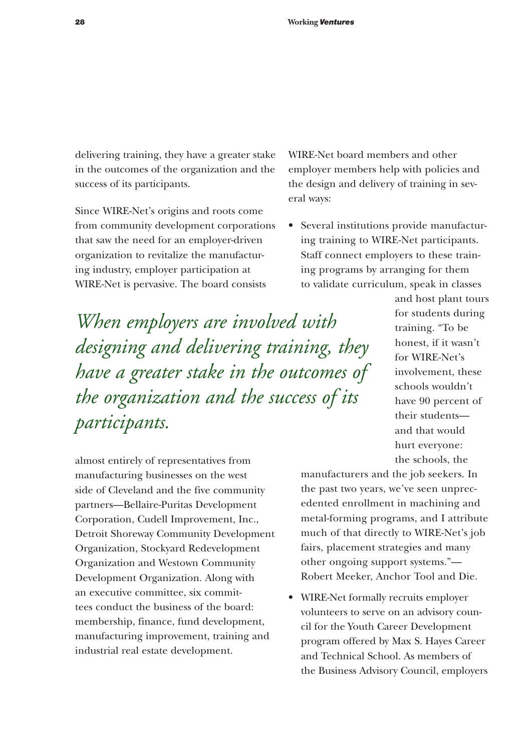delivering training, they have a greater stake in the outcomes of the organization and the success of its participants.

Since WIRE-Net's origins and roots come from community development corporations that saw the need for an employer-driven organization to revitalize the manufacturing industry, employer participation at WIRE-Net is pervasive. The board consists almost entirely of representatives from manufacturing businesses on the west side of Cleveland and the five community partners—Bellaire-Puritas Development Corporation, Cudell Improvement, Inc., Detroit Shoreway Community Development Organization, Stockyard Redevelopment Organization and Westown Community Development Organization. Along with an executive committee, six committees conduct the business of the board: membership, finance, fund development, manufacturing improvement, training and industrial real estate development.

*When employers are involved with designing and delivering training, they have a greater stake in the outcomes of the organization and the success of its participants.*

WIRE-Net board members and other employer members help with policies and the design and delivery of training in several ways:

- Several institutions provide manufacturing training to WIRE-Net participants. Staff connect employers to these training programs by arranging for them to validate curriculum, speak in classes and host plant tours for students during training. "To be honest, if it wasn't for WIRE-Net's involvement, these schools wouldn't have 90 percent of their students—and that would hurt everyone: the schools, the manufacturers and the job seekers. In the past two years, we've seen unprecedented enrollment in machining and metal-forming programs, and I attribute much of that directly to WIRE-Net's job fairs, placement strategies and many other ongoing support systems."—Robert Meeker, Anchor Tool and Die.
- WIRE-Net formally recruits employer volunteers to serve on an advisory council for the Youth Career Development program offered by Max S. Hayes Career and Technical School. As members of the Business Advisory Council, employers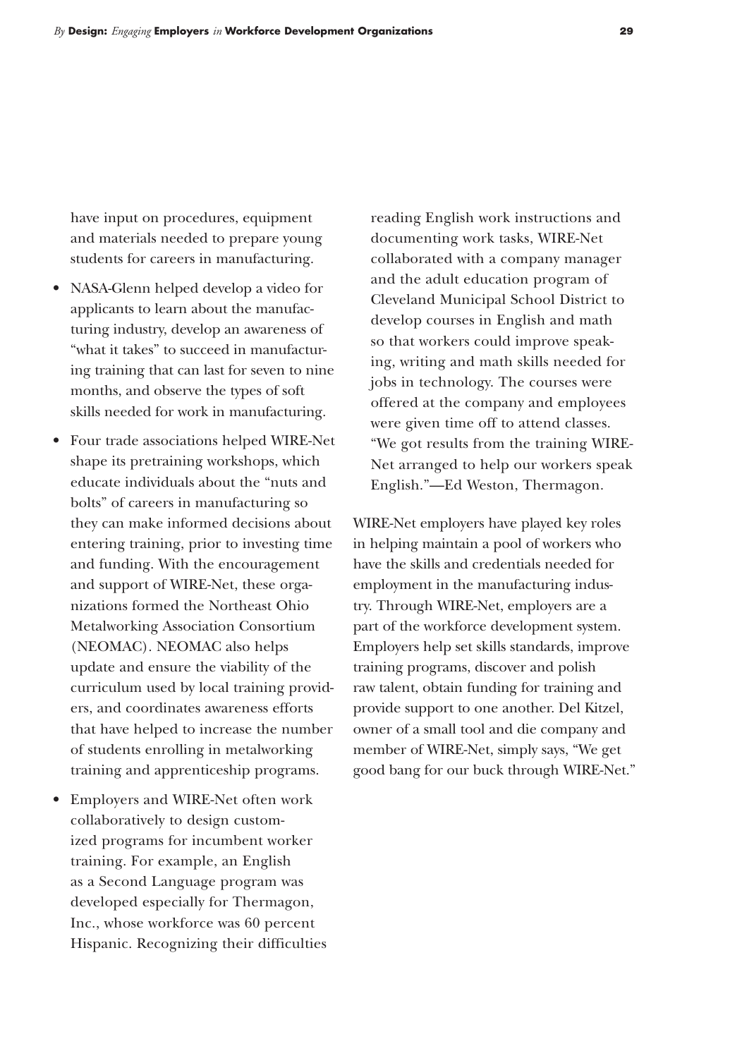have input on procedures, equipment and materials needed to prepare young students for careers in manufacturing.

- NASA-Glenn helped develop a video for applicants to learn about the manufacturing industry, develop an awareness of "what it takes" to succeed in manufacturing training that can last for seven to nine months, and observe the types of soft skills needed for work in manufacturing.
- Four trade associations helped WIRE-Net shape its pretraining workshops, which educate individuals about the "nuts and bolts" of careers in manufacturing so they can make informed decisions about entering training, prior to investing time and funding. With the encouragement and support of WIRE-Net, these organizations formed the Northeast Ohio Metalworking Association Consortium (NEOMAC). NEOMAC also helps update and ensure the viability of the curriculum used by local training providers, and coordinates awareness efforts that have helped to increase the number of students enrolling in metalworking training and apprenticeship programs.
- Employers and WIRE-Net often work collaboratively to design customized programs for incumbent worker training. For example, an English as a Second Language program was developed especially for Thermagon, Inc., whose workforce was 60 percent Hispanic. Recognizing their difficulties reading English work instructions and documenting work tasks, WIRE-Net collaborated with a company manager and the adult education program of Cleveland Municipal School District to develop courses in English and math so that workers could improve speaking, writing and math skills needed for jobs in technology. The courses were offered at the company and employees were given time off to attend classes. "We got results from the training WIRE-Net arranged to help our workers speak English."—Ed Weston, Thermagon.

WIRE-Net employers have played key roles in helping maintain a pool of workers who have the skills and credentials needed for employment in the manufacturing industry. Through WIRE-Net, employers are a part of the workforce development system. Employers help set skills standards, improve training programs, discover and polish raw talent, obtain funding for training and provide support to one another. Del Kitzel, owner of a small tool and die company and member of WIRE-Net, simply says, "We get good bang for our buck through WIRE-Net."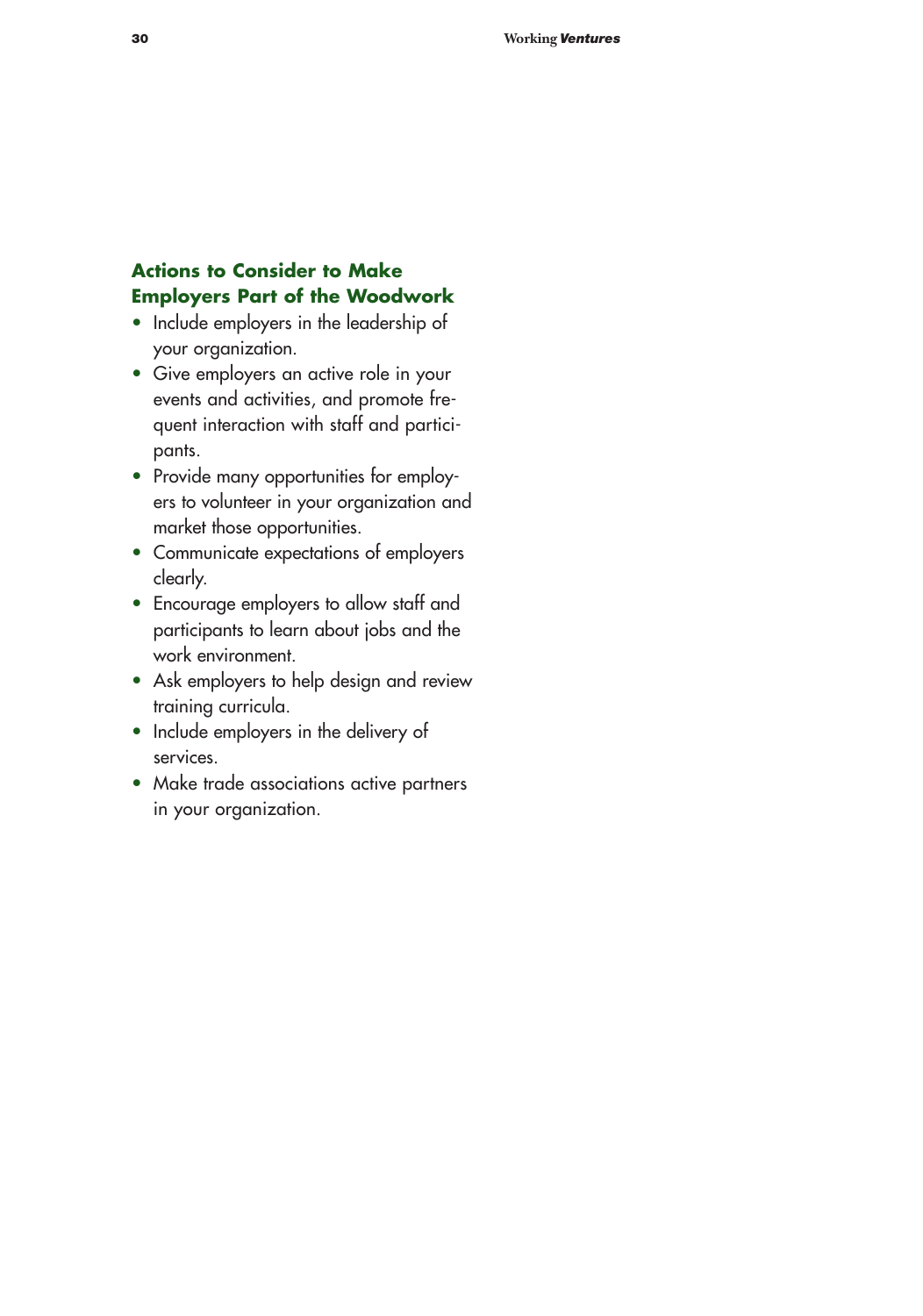### Actions to Consider to Make Employers Part of the Woodwork

- Include employers in the leadership of your organization.
- Give employers an active role in your events and activities, and promote frequent interaction with staff and participants.
- Provide many opportunities for employers to volunteer in your organization and market those opportunities.
- Communicate expectations of employers clearly.
- Encourage employers to allow staff and participants to learn about jobs and the work environment.
- Ask employers to help design and review training curricula.
- Include employers in the delivery of services.
- Make trade associations active partners in your organization.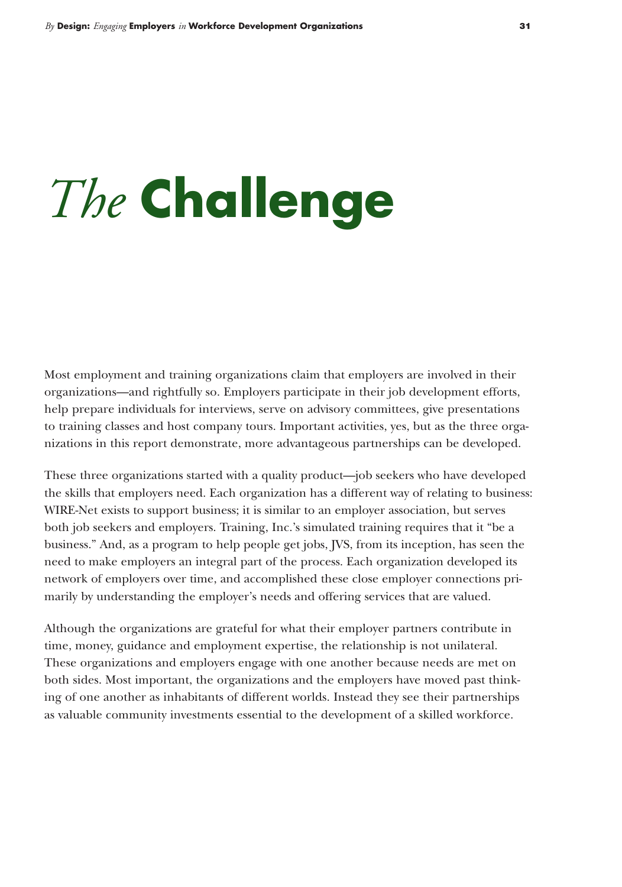# *The* **Challenge**

Most employment and training organizations claim that employers are involved in their organizations—and rightfully so. Employers participate in their job development efforts, help prepare individuals for interviews, serve on advisory committees, give presentations to training classes and host company tours. Important activities, yes, but as the three organizations in this report demonstrate, more advantageous partnerships can be developed.

These three organizations started with a quality product—job seekers who have developed the skills that employers need. Each organization has a different way of relating to business: WIRE-Net exists to support business; it is similar to an employer association, but serves both job seekers and employers. Training, Inc.'s simulated training requires that it "be a business." And, as a program to help people get jobs, JVS, from its inception, has seen the need to make employers an integral part of the process. Each organization developed its network of employers over time, and accomplished these close employer connections primarily by understanding the employer's needs and offering services that are valued.

Although the organizations are grateful for what their employer partners contribute in time, money, guidance and employment expertise, the relationship is not unilateral. These organizations and employers engage with one another because needs are met on both sides. Most important, the organizations and the employers have moved past thinking of one another as inhabitants of different worlds. Instead they see their partnerships as valuable community investments essential to the development of a skilled workforce.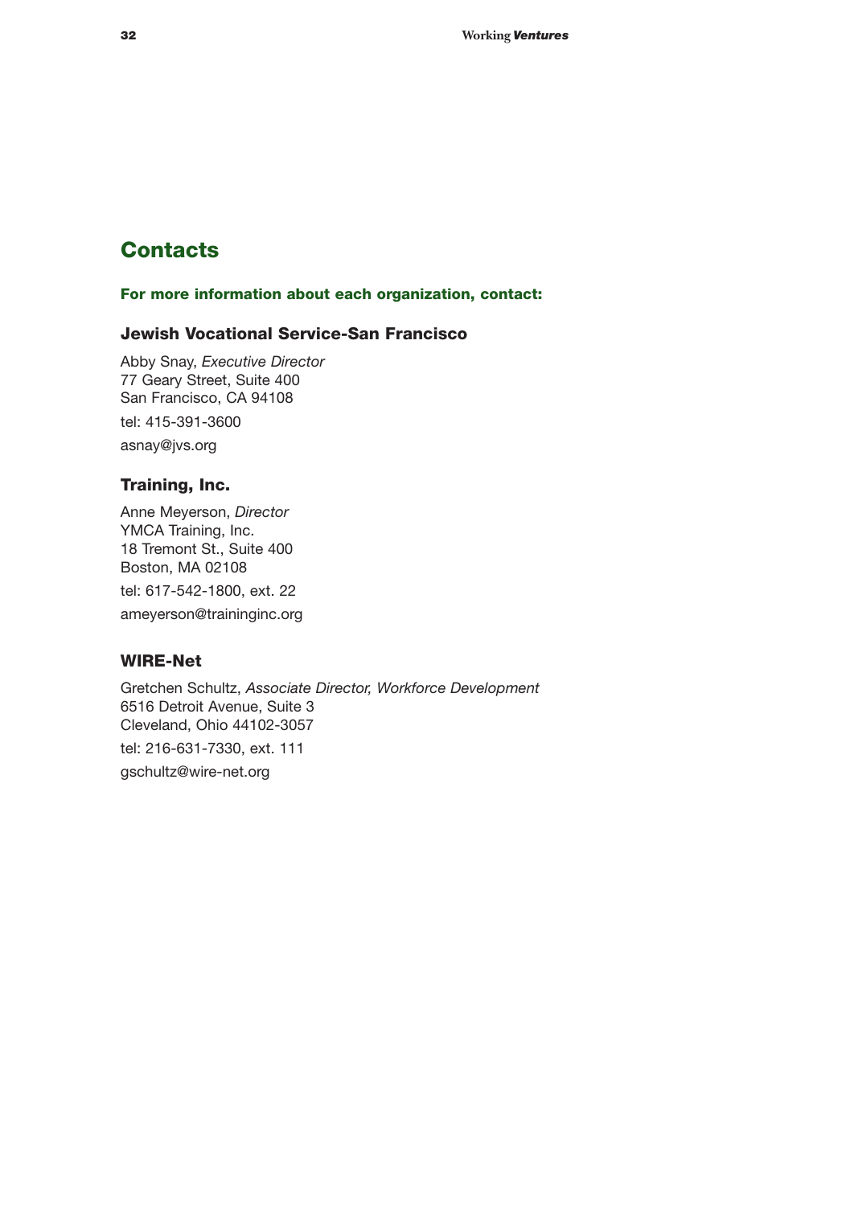# Contacts

**For more information about each organization, contact:**

### Jewish Vocational Service-San Francisco

Abby Snay, *Executive Director*
77 Geary Street, Suite 400
San Francisco, CA 94108

tel: 415-391-3600

asnay@jvs.org

### Training, Inc.

Anne Meyerson, *Director*
YMCA Training, Inc.
18 Tremont St., Suite 400
Boston, MA 02108

tel: 617-542-1800, ext. 22

ameyerson@traininginc.org

### WIRE-Net

Gretchen Schultz, *Associate Director, Workforce Development*
6516 Detroit Avenue, Suite 3
Cleveland, Ohio 44102-3057

tel: 216-631-7330, ext. 111

gschultz@wire-net.org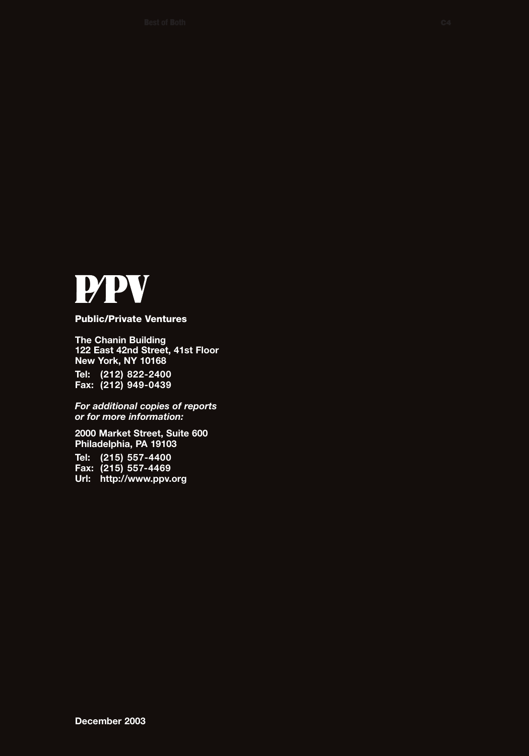P/PV

**Public/Private Ventures**

**The Chanin Building**
**122 East 42nd Street, 41st Floor**
**New York, NY 10168**

**Tel: (212) 822-2400**
**Fax: (212) 949-0439**

***For additional copies of reports or for more information:***

**2000 Market Street, Suite 600**
**Philadelphia, PA 19103**

**Tel: (215) 557-4400**
**Fax: (215) 557-4469**
**Url: http://www.ppv.org**

**December 2003**